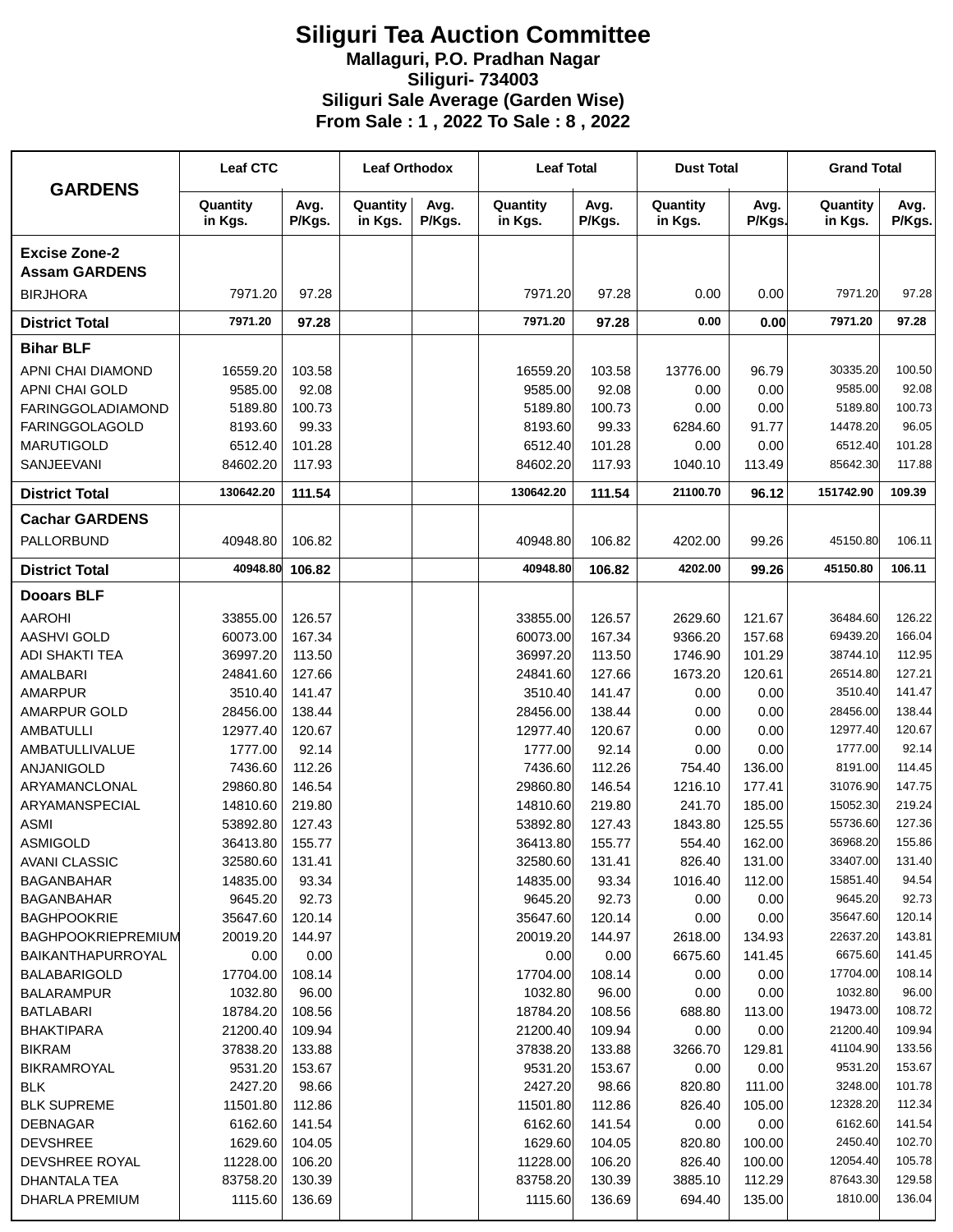# Siliguri Tea Auction Committee

**Mallaguri, P.O. Pradhan Nagar**
**Siliguri- 734003**
**Siliguri Sale Average (Garden Wise)**
**From Sale : 1 , 2022 To Sale : 8 , 2022**

| GARDENS | Leaf CTC | | Leaf Orthodox | | Leaf Total | | Dust Total | | Grand Total | |
|---|---|---|---|---|---|---|---|---|---|---|
| | Quantity in Kgs. | Avg. P/Kgs. | Quantity in Kgs. | Avg. P/Kgs. | Quantity in Kgs. | Avg. P/Kgs. | Quantity in Kgs. | Avg. P/Kgs. | Quantity in Kgs. | Avg. P/Kgs. |
| **Excise Zone-2** | | | | | | | | | | |
| **Assam GARDENS** | | | | | | | | | | |
| BIRJHORA | 7971.20 | 97.28 | | | 7971.20 | 97.28 | 0.00 | 0.00 | 7971.20 | 97.28 |
| **District Total** | **7971.20** | **97.28** | | | **7971.20** | **97.28** | **0.00** | **0.00** | **7971.20** | **97.28** |
| **Bihar BLF** | | | | | | | | | | |
| APNI CHAI DIAMOND | 16559.20 | 103.58 | | | 16559.20 | 103.58 | 13776.00 | 96.79 | 30335.20 | 100.50 |
| APNI CHAI GOLD | 9585.00 | 92.08 | | | 9585.00 | 92.08 | 0.00 | 0.00 | 9585.00 | 92.08 |
| FARINGGOLADIAMOND | 5189.80 | 100.73 | | | 5189.80 | 100.73 | 0.00 | 0.00 | 5189.80 | 100.73 |
| FARINGGOLAGOLD | 8193.60 | 99.33 | | | 8193.60 | 99.33 | 6284.60 | 91.77 | 14478.20 | 96.05 |
| MARUTIGOLD | 6512.40 | 101.28 | | | 6512.40 | 101.28 | 0.00 | 0.00 | 6512.40 | 101.28 |
| SANJEEVANI | 84602.20 | 117.93 | | | 84602.20 | 117.93 | 1040.10 | 113.49 | 85642.30 | 117.88 |
| **District Total** | **130642.20** | **111.54** | | | **130642.20** | **111.54** | **21100.70** | **96.12** | **151742.90** | **109.39** |
| **Cachar GARDENS** | | | | | | | | | | |
| PALLORBUND | 40948.80 | 106.82 | | | 40948.80 | 106.82 | 4202.00 | 99.26 | 45150.80 | 106.11 |
| **District Total** | **40948.80** | **106.82** | | | **40948.80** | **106.82** | **4202.00** | **99.26** | **45150.80** | **106.11** |
| **Dooars BLF** | | | | | | | | | | |
| AAROHI | 33855.00 | 126.57 | | | 33855.00 | 126.57 | 2629.60 | 121.67 | 36484.60 | 126.22 |
| AASHVI GOLD | 60073.00 | 167.34 | | | 60073.00 | 167.34 | 9366.20 | 157.68 | 69439.20 | 166.04 |
| ADI SHAKTI TEA | 36997.20 | 113.50 | | | 36997.20 | 113.50 | 1746.90 | 101.29 | 38744.10 | 112.95 |
| AMALBARI | 24841.60 | 127.66 | | | 24841.60 | 127.66 | 1673.20 | 120.61 | 26514.80 | 127.21 |
| AMARPUR | 3510.40 | 141.47 | | | 3510.40 | 141.47 | 0.00 | 0.00 | 3510.40 | 141.47 |
| AMARPUR GOLD | 28456.00 | 138.44 | | | 28456.00 | 138.44 | 0.00 | 0.00 | 28456.00 | 138.44 |
| AMBATULLI | 12977.40 | 120.67 | | | 12977.40 | 120.67 | 0.00 | 0.00 | 12977.40 | 120.67 |
| AMBATULLIVALUE | 1777.00 | 92.14 | | | 1777.00 | 92.14 | 0.00 | 0.00 | 1777.00 | 92.14 |
| ANJANIGOLD | 7436.60 | 112.26 | | | 7436.60 | 112.26 | 754.40 | 136.00 | 8191.00 | 114.45 |
| ARYAMANCLONAL | 29860.80 | 146.54 | | | 29860.80 | 146.54 | 1216.10 | 177.41 | 31076.90 | 147.75 |
| ARYAMANSPECIAL | 14810.60 | 219.80 | | | 14810.60 | 219.80 | 241.70 | 185.00 | 15052.30 | 219.24 |
| ASMI | 53892.80 | 127.43 | | | 53892.80 | 127.43 | 1843.80 | 125.55 | 55736.60 | 127.36 |
| ASMIGOLD | 36413.80 | 155.77 | | | 36413.80 | 155.77 | 554.40 | 162.00 | 36968.20 | 155.86 |
| AVANI CLASSIC | 32580.60 | 131.41 | | | 32580.60 | 131.41 | 826.40 | 131.00 | 33407.00 | 131.40 |
| BAGANBAHAR | 14835.00 | 93.34 | | | 14835.00 | 93.34 | 1016.40 | 112.00 | 15851.40 | 94.54 |
| BAGANBAHAR | 9645.20 | 92.73 | | | 9645.20 | 92.73 | 0.00 | 0.00 | 9645.20 | 92.73 |
| BAGHPOOKRIE | 35647.60 | 120.14 | | | 35647.60 | 120.14 | 0.00 | 0.00 | 35647.60 | 120.14 |
| BAGHPOOKRIEPREMIUM | 20019.20 | 144.97 | | | 20019.20 | 144.97 | 2618.00 | 134.93 | 22637.20 | 143.81 |
| BAIKANTHAPURROYAL | 0.00 | 0.00 | | | 0.00 | 0.00 | 6675.60 | 141.45 | 6675.60 | 141.45 |
| BALABARIGOLD | 17704.00 | 108.14 | | | 17704.00 | 108.14 | 0.00 | 0.00 | 17704.00 | 108.14 |
| BALARAMPUR | 1032.80 | 96.00 | | | 1032.80 | 96.00 | 0.00 | 0.00 | 1032.80 | 96.00 |
| BATLABARI | 18784.20 | 108.56 | | | 18784.20 | 108.56 | 688.80 | 113.00 | 19473.00 | 108.72 |
| BHAKTIPARA | 21200.40 | 109.94 | | | 21200.40 | 109.94 | 0.00 | 0.00 | 21200.40 | 109.94 |
| BIKRAM | 37838.20 | 133.88 | | | 37838.20 | 133.88 | 3266.70 | 129.81 | 41104.90 | 133.56 |
| BIKRAMROYAL | 9531.20 | 153.67 | | | 9531.20 | 153.67 | 0.00 | 0.00 | 9531.20 | 153.67 |
| BLK | 2427.20 | 98.66 | | | 2427.20 | 98.66 | 820.80 | 111.00 | 3248.00 | 101.78 |
| BLK SUPREME | 11501.80 | 112.86 | | | 11501.80 | 112.86 | 826.40 | 105.00 | 12328.20 | 112.34 |
| DEBNAGAR | 6162.60 | 141.54 | | | 6162.60 | 141.54 | 0.00 | 0.00 | 6162.60 | 141.54 |
| DEVSHREE | 1629.60 | 104.05 | | | 1629.60 | 104.05 | 820.80 | 100.00 | 2450.40 | 102.70 |
| DEVSHREE ROYAL | 11228.00 | 106.20 | | | 11228.00 | 106.20 | 826.40 | 100.00 | 12054.40 | 105.78 |
| DHANTALA TEA | 83758.20 | 130.39 | | | 83758.20 | 130.39 | 3885.10 | 112.29 | 87643.30 | 129.58 |
| DHARLA PREMIUM | 1115.60 | 136.69 | | | 1115.60 | 136.69 | 694.40 | 135.00 | 1810.00 | 136.04 |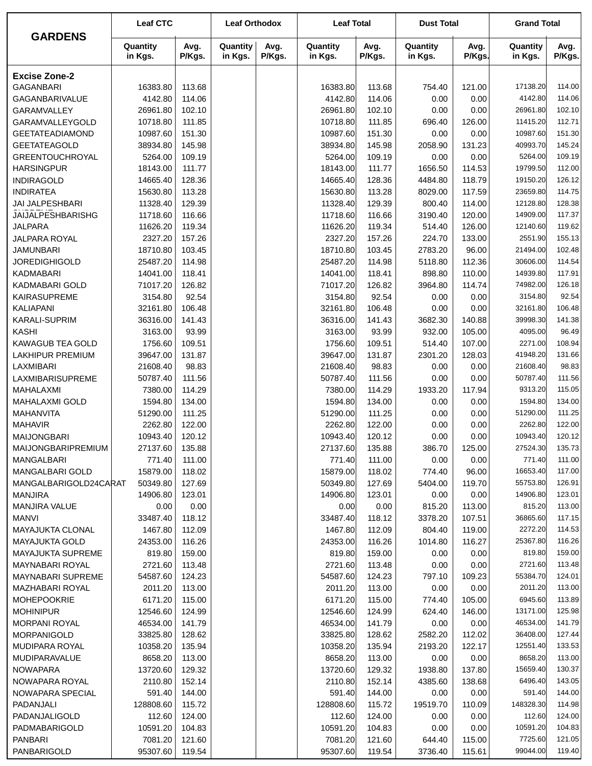| GARDENS | Leaf CTC | | Leaf Orthodox | | Leaf Total | | Dust Total | | Grand Total | |
|---|---|---|---|---|---|---|---|---|---|---|
| | Quantity in Kgs. | Avg. P/Kgs. | Quantity in Kgs. | Avg. P/Kgs. | Quantity in Kgs. | Avg. P/Kgs. | Quantity in Kgs. | Avg. P/Kgs. | Quantity in Kgs. | Avg. P/Kgs. |
| **Excise Zone-2** | | | | | | | | | | |
| GAGANBARI | 16383.80 | 113.68 | | | 16383.80 | 113.68 | 754.40 | 121.00 | 17138.20 | 114.00 |
| GAGANBARIVALUE | 4142.80 | 114.06 | | | 4142.80 | 114.06 | 0.00 | 0.00 | 4142.80 | 114.06 |
| GARAMVALLEY | 26961.80 | 102.10 | | | 26961.80 | 102.10 | 0.00 | 0.00 | 26961.80 | 102.10 |
| GARAMVALLEYGOLD | 10718.80 | 111.85 | | | 10718.80 | 111.85 | 696.40 | 126.00 | 11415.20 | 112.71 |
| GEETATEADIAMOND | 10987.60 | 151.30 | | | 10987.60 | 151.30 | 0.00 | 0.00 | 10987.60 | 151.30 |
| GEETATEAGOLD | 38934.80 | 145.98 | | | 38934.80 | 145.98 | 2058.90 | 131.23 | 40993.70 | 145.24 |
| GREENTOUCHROYAL | 5264.00 | 109.19 | | | 5264.00 | 109.19 | 0.00 | 0.00 | 5264.00 | 109.19 |
| HARSINGPUR | 18143.00 | 111.77 | | | 18143.00 | 111.77 | 1656.50 | 114.53 | 19799.50 | 112.00 |
| INDIRAGOLD | 14665.40 | 128.36 | | | 14665.40 | 128.36 | 4484.80 | 118.79 | 19150.20 | 126.12 |
| INDIRATEA | 15630.80 | 113.28 | | | 15630.80 | 113.28 | 8029.00 | 117.59 | 23659.80 | 114.75 |
| JAI JALPESHBARI | 11328.40 | 129.39 | | | 11328.40 | 129.39 | 800.40 | 114.00 | 12128.80 | 128.38 |
| JAIJALPESHBARISHG | 11718.60 | 116.66 | | | 11718.60 | 116.66 | 3190.40 | 120.00 | 14909.00 | 117.37 |
| JALPARA | 11626.20 | 119.34 | | | 11626.20 | 119.34 | 514.40 | 126.00 | 12140.60 | 119.62 |
| JALPARA ROYAL | 2327.20 | 157.26 | | | 2327.20 | 157.26 | 224.70 | 133.00 | 2551.90 | 155.13 |
| JAMUNBARI | 18710.80 | 103.45 | | | 18710.80 | 103.45 | 2783.20 | 96.00 | 21494.00 | 102.48 |
| JOREDIGHIGOLD | 25487.20 | 114.98 | | | 25487.20 | 114.98 | 5118.80 | 112.36 | 30606.00 | 114.54 |
| KADMABARI | 14041.00 | 118.41 | | | 14041.00 | 118.41 | 898.80 | 110.00 | 14939.80 | 117.91 |
| KADMABARI GOLD | 71017.20 | 126.82 | | | 71017.20 | 126.82 | 3964.80 | 114.74 | 74982.00 | 126.18 |
| KAIRASUPREME | 3154.80 | 92.54 | | | 3154.80 | 92.54 | 0.00 | 0.00 | 3154.80 | 92.54 |
| KALIAPANI | 32161.80 | 106.48 | | | 32161.80 | 106.48 | 0.00 | 0.00 | 32161.80 | 106.48 |
| KARALI-SUPRIM | 36316.00 | 141.43 | | | 36316.00 | 141.43 | 3682.30 | 140.88 | 39998.30 | 141.38 |
| KASHI | 3163.00 | 93.99 | | | 3163.00 | 93.99 | 932.00 | 105.00 | 4095.00 | 96.49 |
| KAWAGUB TEA GOLD | 1756.60 | 109.51 | | | 1756.60 | 109.51 | 514.40 | 107.00 | 2271.00 | 108.94 |
| LAKHIPUR PREMIUM | 39647.00 | 131.87 | | | 39647.00 | 131.87 | 2301.20 | 128.03 | 41948.20 | 131.66 |
| LAXMIBARI | 21608.40 | 98.83 | | | 21608.40 | 98.83 | 0.00 | 0.00 | 21608.40 | 98.83 |
| LAXMIBARISUPREME | 50787.40 | 111.56 | | | 50787.40 | 111.56 | 0.00 | 0.00 | 50787.40 | 111.56 |
| MAHALAXMI | 7380.00 | 114.29 | | | 7380.00 | 114.29 | 1933.20 | 117.94 | 9313.20 | 115.05 |
| MAHALAXMI GOLD | 1594.80 | 134.00 | | | 1594.80 | 134.00 | 0.00 | 0.00 | 1594.80 | 134.00 |
| MAHANVITA | 51290.00 | 111.25 | | | 51290.00 | 111.25 | 0.00 | 0.00 | 51290.00 | 111.25 |
| MAHAVIR | 2262.80 | 122.00 | | | 2262.80 | 122.00 | 0.00 | 0.00 | 2262.80 | 122.00 |
| MAIJONGBARI | 10943.40 | 120.12 | | | 10943.40 | 120.12 | 0.00 | 0.00 | 10943.40 | 120.12 |
| MAIJONGBARIPREMIUM | 27137.60 | 135.88 | | | 27137.60 | 135.88 | 386.70 | 125.00 | 27524.30 | 135.73 |
| MANGALBARI | 771.40 | 111.00 | | | 771.40 | 111.00 | 0.00 | 0.00 | 771.40 | 111.00 |
| MANGALBARI GOLD | 15879.00 | 118.02 | | | 15879.00 | 118.02 | 774.40 | 96.00 | 16653.40 | 117.00 |
| MANGALBARIGOLD24CARAT | 50349.80 | 127.69 | | | 50349.80 | 127.69 | 5404.00 | 119.70 | 55753.80 | 126.91 |
| MANJIRA | 14906.80 | 123.01 | | | 14906.80 | 123.01 | 0.00 | 0.00 | 14906.80 | 123.01 |
| MANJIRA VALUE | 0.00 | 0.00 | | | 0.00 | 0.00 | 815.20 | 113.00 | 815.20 | 113.00 |
| MANVI | 33487.40 | 118.12 | | | 33487.40 | 118.12 | 3378.20 | 107.51 | 36865.60 | 117.15 |
| MAYAJUKTA CLONAL | 1467.80 | 112.09 | | | 1467.80 | 112.09 | 804.40 | 119.00 | 2272.20 | 114.53 |
| MAYAJUKTA GOLD | 24353.00 | 116.26 | | | 24353.00 | 116.26 | 1014.80 | 116.27 | 25367.80 | 116.26 |
| MAYAJUKTA SUPREME | 819.80 | 159.00 | | | 819.80 | 159.00 | 0.00 | 0.00 | 819.80 | 159.00 |
| MAYNABARI ROYAL | 2721.60 | 113.48 | | | 2721.60 | 113.48 | 0.00 | 0.00 | 2721.60 | 113.48 |
| MAYNABARI SUPREME | 54587.60 | 124.23 | | | 54587.60 | 124.23 | 797.10 | 109.23 | 55384.70 | 124.01 |
| MAZHABARI ROYAL | 2011.20 | 113.00 | | | 2011.20 | 113.00 | 0.00 | 0.00 | 2011.20 | 113.00 |
| MOHEPOOKRIE | 6171.20 | 115.00 | | | 6171.20 | 115.00 | 774.40 | 105.00 | 6945.60 | 113.89 |
| MOHINIPUR | 12546.60 | 124.99 | | | 12546.60 | 124.99 | 624.40 | 146.00 | 13171.00 | 125.98 |
| MORPANI ROYAL | 46534.00 | 141.79 | | | 46534.00 | 141.79 | 0.00 | 0.00 | 46534.00 | 141.79 |
| MORPANIGOLD | 33825.80 | 128.62 | | | 33825.80 | 128.62 | 2582.20 | 112.02 | 36408.00 | 127.44 |
| MUDIPARA ROYAL | 10358.20 | 135.94 | | | 10358.20 | 135.94 | 2193.20 | 122.17 | 12551.40 | 133.53 |
| MUDIPARAVALUE | 8658.20 | 113.00 | | | 8658.20 | 113.00 | 0.00 | 0.00 | 8658.20 | 113.00 |
| NOWAPARA | 13720.60 | 129.32 | | | 13720.60 | 129.32 | 1938.80 | 137.80 | 15659.40 | 130.37 |
| NOWAPARA ROYAL | 2110.80 | 152.14 | | | 2110.80 | 152.14 | 4385.60 | 138.68 | 6496.40 | 143.05 |
| NOWAPARA SPECIAL | 591.40 | 144.00 | | | 591.40 | 144.00 | 0.00 | 0.00 | 591.40 | 144.00 |
| PADANJALI | 128808.60 | 115.72 | | | 128808.60 | 115.72 | 19519.70 | 110.09 | 148328.30 | 114.98 |
| PADANJALIGOLD | 112.60 | 124.00 | | | 112.60 | 124.00 | 0.00 | 0.00 | 112.60 | 124.00 |
| PADMABARIGOLD | 10591.20 | 104.83 | | | 10591.20 | 104.83 | 0.00 | 0.00 | 10591.20 | 104.83 |
| PANBARI | 7081.20 | 121.60 | | | 7081.20 | 121.60 | 644.40 | 115.00 | 7725.60 | 121.05 |
| PANBARIGOLD | 95307.60 | 119.54 | | | 95307.60 | 119.54 | 3736.40 | 115.61 | 99044.00 | 119.40 |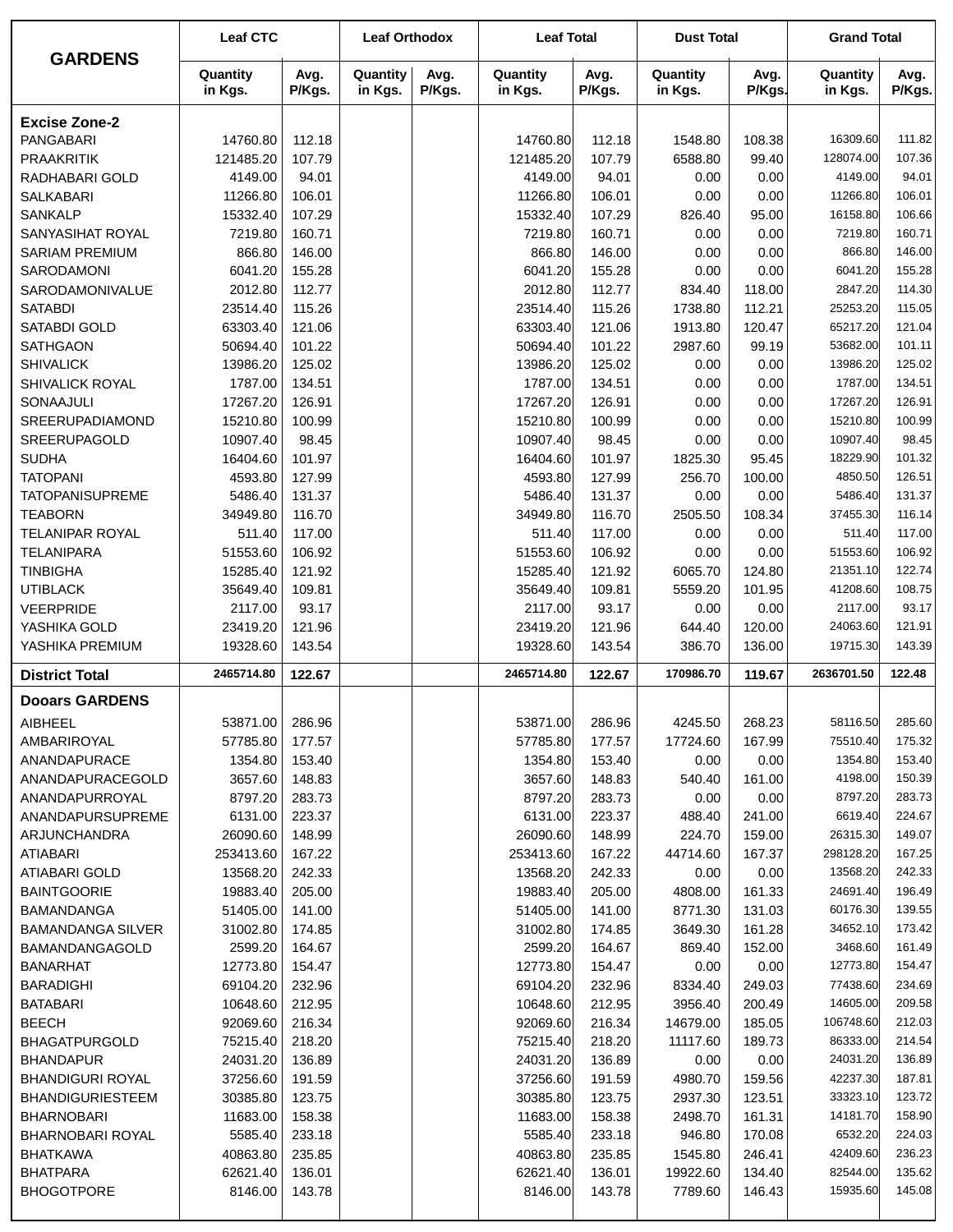| GARDENS | Leaf CTC | | Leaf Orthodox | | Leaf Total | | Dust Total | | Grand Total | |
|---|---|---|---|---|---|---|---|---|---|---|
| | Quantity in Kgs. | Avg. P/Kgs. | Quantity in Kgs. | Avg. P/Kgs. | Quantity in Kgs. | Avg. P/Kgs. | Quantity in Kgs. | Avg. P/Kgs. | Quantity in Kgs. | Avg. P/Kgs. |
| **Excise Zone-2** | | | | | | | | | | |
| PANGABARI | 14760.80 | 112.18 | | | 14760.80 | 112.18 | 1548.80 | 108.38 | 16309.60 | 111.82 |
| PRAAKRITIK | 121485.20 | 107.79 | | | 121485.20 | 107.79 | 6588.80 | 99.40 | 128074.00 | 107.36 |
| RADHABARI GOLD | 4149.00 | 94.01 | | | 4149.00 | 94.01 | 0.00 | 0.00 | 4149.00 | 94.01 |
| SALKABARI | 11266.80 | 106.01 | | | 11266.80 | 106.01 | 0.00 | 0.00 | 11266.80 | 106.01 |
| SANKALP | 15332.40 | 107.29 | | | 15332.40 | 107.29 | 826.40 | 95.00 | 16158.80 | 106.66 |
| SANYASIHAT ROYAL | 7219.80 | 160.71 | | | 7219.80 | 160.71 | 0.00 | 0.00 | 7219.80 | 160.71 |
| SARIAM PREMIUM | 866.80 | 146.00 | | | 866.80 | 146.00 | 0.00 | 0.00 | 866.80 | 146.00 |
| SARODAMONI | 6041.20 | 155.28 | | | 6041.20 | 155.28 | 0.00 | 0.00 | 6041.20 | 155.28 |
| SARODAMONIVALUE | 2012.80 | 112.77 | | | 2012.80 | 112.77 | 834.40 | 118.00 | 2847.20 | 114.30 |
| SATABDI | 23514.40 | 115.26 | | | 23514.40 | 115.26 | 1738.80 | 112.21 | 25253.20 | 115.05 |
| SATABDI GOLD | 63303.40 | 121.06 | | | 63303.40 | 121.06 | 1913.80 | 120.47 | 65217.20 | 121.04 |
| SATHGAON | 50694.40 | 101.22 | | | 50694.40 | 101.22 | 2987.60 | 99.19 | 53682.00 | 101.11 |
| SHIVALICK | 13986.20 | 125.02 | | | 13986.20 | 125.02 | 0.00 | 0.00 | 13986.20 | 125.02 |
| SHIVALICK ROYAL | 1787.00 | 134.51 | | | 1787.00 | 134.51 | 0.00 | 0.00 | 1787.00 | 134.51 |
| SONAAJULI | 17267.20 | 126.91 | | | 17267.20 | 126.91 | 0.00 | 0.00 | 17267.20 | 126.91 |
| SREERUPADIAMOND | 15210.80 | 100.99 | | | 15210.80 | 100.99 | 0.00 | 0.00 | 15210.80 | 100.99 |
| SREERUPAGOLD | 10907.40 | 98.45 | | | 10907.40 | 98.45 | 0.00 | 0.00 | 10907.40 | 98.45 |
| SUDHA | 16404.60 | 101.97 | | | 16404.60 | 101.97 | 1825.30 | 95.45 | 18229.90 | 101.32 |
| TATOPANI | 4593.80 | 127.99 | | | 4593.80 | 127.99 | 256.70 | 100.00 | 4850.50 | 126.51 |
| TATOPANISUPREME | 5486.40 | 131.37 | | | 5486.40 | 131.37 | 0.00 | 0.00 | 5486.40 | 131.37 |
| TEABORN | 34949.80 | 116.70 | | | 34949.80 | 116.70 | 2505.50 | 108.34 | 37455.30 | 116.14 |
| TELANIPAR ROYAL | 511.40 | 117.00 | | | 511.40 | 117.00 | 0.00 | 0.00 | 511.40 | 117.00 |
| TELANIPARA | 51553.60 | 106.92 | | | 51553.60 | 106.92 | 0.00 | 0.00 | 51553.60 | 106.92 |
| TINBIGHA | 15285.40 | 121.92 | | | 15285.40 | 121.92 | 6065.70 | 124.80 | 21351.10 | 122.74 |
| UTIBLACK | 35649.40 | 109.81 | | | 35649.40 | 109.81 | 5559.20 | 101.95 | 41208.60 | 108.75 |
| VEERPRIDE | 2117.00 | 93.17 | | | 2117.00 | 93.17 | 0.00 | 0.00 | 2117.00 | 93.17 |
| YASHIKA GOLD | 23419.20 | 121.96 | | | 23419.20 | 121.96 | 644.40 | 120.00 | 24063.60 | 121.91 |
| YASHIKA PREMIUM | 19328.60 | 143.54 | | | 19328.60 | 143.54 | 386.70 | 136.00 | 19715.30 | 143.39 |
| **District Total** | **2465714.80** | **122.67** | | | **2465714.80** | **122.67** | **170986.70** | **119.67** | **2636701.50** | **122.48** |
| **Dooars GARDENS** | | | | | | | | | | |
| AIBHEEL | 53871.00 | 286.96 | | | 53871.00 | 286.96 | 4245.50 | 268.23 | 58116.50 | 285.60 |
| AMBARIROYAL | 57785.80 | 177.57 | | | 57785.80 | 177.57 | 17724.60 | 167.99 | 75510.40 | 175.32 |
| ANANDAPURACE | 1354.80 | 153.40 | | | 1354.80 | 153.40 | 0.00 | 0.00 | 1354.80 | 153.40 |
| ANANDAPURACEGOLD | 3657.60 | 148.83 | | | 3657.60 | 148.83 | 540.40 | 161.00 | 4198.00 | 150.39 |
| ANANDAPURROYAL | 8797.20 | 283.73 | | | 8797.20 | 283.73 | 0.00 | 0.00 | 8797.20 | 283.73 |
| ANANDAPURSUPREME | 6131.00 | 223.37 | | | 6131.00 | 223.37 | 488.40 | 241.00 | 6619.40 | 224.67 |
| ARJUNCHANDRA | 26090.60 | 148.99 | | | 26090.60 | 148.99 | 224.70 | 159.00 | 26315.30 | 149.07 |
| ATIABARI | 253413.60 | 167.22 | | | 253413.60 | 167.22 | 44714.60 | 167.37 | 298128.20 | 167.25 |
| ATIABARI GOLD | 13568.20 | 242.33 | | | 13568.20 | 242.33 | 0.00 | 0.00 | 13568.20 | 242.33 |
| BAINTGOORIE | 19883.40 | 205.00 | | | 19883.40 | 205.00 | 4808.00 | 161.33 | 24691.40 | 196.49 |
| BAMANDANGA | 51405.00 | 141.00 | | | 51405.00 | 141.00 | 8771.30 | 131.03 | 60176.30 | 139.55 |
| BAMANDANGA SILVER | 31002.80 | 174.85 | | | 31002.80 | 174.85 | 3649.30 | 161.28 | 34652.10 | 173.42 |
| BAMANDANGAGOLD | 2599.20 | 164.67 | | | 2599.20 | 164.67 | 869.40 | 152.00 | 3468.60 | 161.49 |
| BANARHAT | 12773.80 | 154.47 | | | 12773.80 | 154.47 | 0.00 | 0.00 | 12773.80 | 154.47 |
| BARADIGHI | 69104.20 | 232.96 | | | 69104.20 | 232.96 | 8334.40 | 249.03 | 77438.60 | 234.69 |
| BATABARI | 10648.60 | 212.95 | | | 10648.60 | 212.95 | 3956.40 | 200.49 | 14605.00 | 209.58 |
| BEECH | 92069.60 | 216.34 | | | 92069.60 | 216.34 | 14679.00 | 185.05 | 106748.60 | 212.03 |
| BHAGATPURGOLD | 75215.40 | 218.20 | | | 75215.40 | 218.20 | 11117.60 | 189.73 | 86333.00 | 214.54 |
| BHANDAPUR | 24031.20 | 136.89 | | | 24031.20 | 136.89 | 0.00 | 0.00 | 24031.20 | 136.89 |
| BHANDIGURI ROYAL | 37256.60 | 191.59 | | | 37256.60 | 191.59 | 4980.70 | 159.56 | 42237.30 | 187.81 |
| BHANDIGURIESTEEM | 30385.80 | 123.75 | | | 30385.80 | 123.75 | 2937.30 | 123.51 | 33323.10 | 123.72 |
| BHARNOBARI | 11683.00 | 158.38 | | | 11683.00 | 158.38 | 2498.70 | 161.31 | 14181.70 | 158.90 |
| BHARNOBARI ROYAL | 5585.40 | 233.18 | | | 5585.40 | 233.18 | 946.80 | 170.08 | 6532.20 | 224.03 |
| BHATKAWA | 40863.80 | 235.85 | | | 40863.80 | 235.85 | 1545.80 | 246.41 | 42409.60 | 236.23 |
| BHATPARA | 62621.40 | 136.01 | | | 62621.40 | 136.01 | 19922.60 | 134.40 | 82544.00 | 135.62 |
| BHOGOTPORE | 8146.00 | 143.78 | | | 8146.00 | 143.78 | 7789.60 | 146.43 | 15935.60 | 145.08 |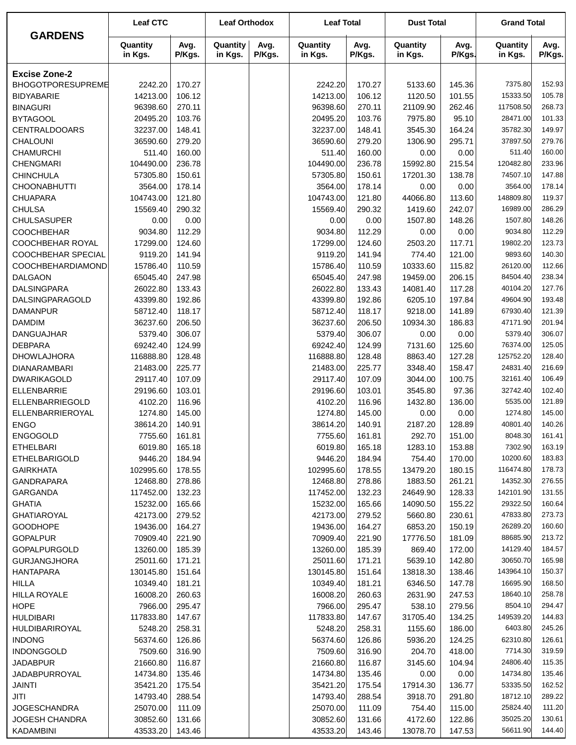| GARDENS | Leaf CTC | | Leaf Orthodox | | Leaf Total | | Dust Total | | Grand Total | |
|---|---|---|---|---|---|---|---|---|---|---|
| | Quantity in Kgs. | Avg. P/Kgs. | Quantity in Kgs. | Avg. P/Kgs. | Quantity in Kgs. | Avg. P/Kgs. | Quantity in Kgs. | Avg. P/Kgs. | Quantity in Kgs. | Avg. P/Kgs. |
| **Excise Zone-2** | | | | | | | | | | |
| BHOGOTPORESUPREME | 2242.20 | 170.27 | | | 2242.20 | 170.27 | 5133.60 | 145.36 | 7375.80 | 152.93 |
| BIDYABARIE | 14213.00 | 106.12 | | | 14213.00 | 106.12 | 1120.50 | 101.55 | 15333.50 | 105.78 |
| BINAGURI | 96398.60 | 270.11 | | | 96398.60 | 270.11 | 21109.90 | 262.46 | 117508.50 | 268.73 |
| BYTAGOOL | 20495.20 | 103.76 | | | 20495.20 | 103.76 | 7975.80 | 95.10 | 28471.00 | 101.33 |
| CENTRALDOOARS | 32237.00 | 148.41 | | | 32237.00 | 148.41 | 3545.30 | 164.24 | 35782.30 | 149.97 |
| CHALOUNI | 36590.60 | 279.20 | | | 36590.60 | 279.20 | 1306.90 | 295.71 | 37897.50 | 279.76 |
| CHAMURCHI | 511.40 | 160.00 | | | 511.40 | 160.00 | 0.00 | 0.00 | 511.40 | 160.00 |
| CHENGMARI | 104490.00 | 236.78 | | | 104490.00 | 236.78 | 15992.80 | 215.54 | 120482.80 | 233.96 |
| CHINCHULA | 57305.80 | 150.61 | | | 57305.80 | 150.61 | 17201.30 | 138.78 | 74507.10 | 147.88 |
| CHOONABHUTTI | 3564.00 | 178.14 | | | 3564.00 | 178.14 | 0.00 | 0.00 | 3564.00 | 178.14 |
| CHUAPARA | 104743.00 | 121.80 | | | 104743.00 | 121.80 | 44066.80 | 113.60 | 148809.80 | 119.37 |
| CHULSA | 15569.40 | 290.32 | | | 15569.40 | 290.32 | 1419.60 | 242.07 | 16989.00 | 286.29 |
| CHULSASUPER | 0.00 | 0.00 | | | 0.00 | 0.00 | 1507.80 | 148.26 | 1507.80 | 148.26 |
| COOCHBEHAR | 9034.80 | 112.29 | | | 9034.80 | 112.29 | 0.00 | 0.00 | 9034.80 | 112.29 |
| COOCHBEHAR ROYAL | 17299.00 | 124.60 | | | 17299.00 | 124.60 | 2503.20 | 117.71 | 19802.20 | 123.73 |
| COOCHBEHAR SPECIAL | 9119.20 | 141.94 | | | 9119.20 | 141.94 | 774.40 | 121.00 | 9893.60 | 140.30 |
| COOCHBEHARDIAMOND | 15786.40 | 110.59 | | | 15786.40 | 110.59 | 10333.60 | 115.82 | 26120.00 | 112.66 |
| DALGAON | 65045.40 | 247.98 | | | 65045.40 | 247.98 | 19459.00 | 206.15 | 84504.40 | 238.34 |
| DALSINGPARA | 26022.80 | 133.43 | | | 26022.80 | 133.43 | 14081.40 | 117.28 | 40104.20 | 127.76 |
| DALSINGPARAGOLD | 43399.80 | 192.86 | | | 43399.80 | 192.86 | 6205.10 | 197.84 | 49604.90 | 193.48 |
| DAMANPUR | 58712.40 | 118.17 | | | 58712.40 | 118.17 | 9218.00 | 141.89 | 67930.40 | 121.39 |
| DAMDIM | 36237.60 | 206.50 | | | 36237.60 | 206.50 | 10934.30 | 186.83 | 47171.90 | 201.94 |
| DANGUAJHAR | 5379.40 | 306.07 | | | 5379.40 | 306.07 | 0.00 | 0.00 | 5379.40 | 306.07 |
| DEBPARA | 69242.40 | 124.99 | | | 69242.40 | 124.99 | 7131.60 | 125.60 | 76374.00 | 125.05 |
| DHOWLAJHORA | 116888.80 | 128.48 | | | 116888.80 | 128.48 | 8863.40 | 127.28 | 125752.20 | 128.40 |
| DIANARAMBARI | 21483.00 | 225.77 | | | 21483.00 | 225.77 | 3348.40 | 158.47 | 24831.40 | 216.69 |
| DWARIKAGOLD | 29117.40 | 107.09 | | | 29117.40 | 107.09 | 3044.00 | 100.75 | 32161.40 | 106.49 |
| ELLENBARRIE | 29196.60 | 103.01 | | | 29196.60 | 103.01 | 3545.80 | 97.36 | 32742.40 | 102.40 |
| ELLENBARRIEGOLD | 4102.20 | 116.96 | | | 4102.20 | 116.96 | 1432.80 | 136.00 | 5535.00 | 121.89 |
| ELLENBARRIEROYAL | 1274.80 | 145.00 | | | 1274.80 | 145.00 | 0.00 | 0.00 | 1274.80 | 145.00 |
| ENGO | 38614.20 | 140.91 | | | 38614.20 | 140.91 | 2187.20 | 128.89 | 40801.40 | 140.26 |
| ENGOGOLD | 7755.60 | 161.81 | | | 7755.60 | 161.81 | 292.70 | 151.00 | 8048.30 | 161.41 |
| ETHELBARI | 6019.80 | 165.18 | | | 6019.80 | 165.18 | 1283.10 | 153.88 | 7302.90 | 163.19 |
| ETHELBARIGOLD | 9446.20 | 184.94 | | | 9446.20 | 184.94 | 754.40 | 170.00 | 10200.60 | 183.83 |
| GAIRKHATA | 102995.60 | 178.55 | | | 102995.60 | 178.55 | 13479.20 | 180.15 | 116474.80 | 178.73 |
| GANDRAPARA | 12468.80 | 278.86 | | | 12468.80 | 278.86 | 1883.50 | 261.21 | 14352.30 | 276.55 |
| GARGANDA | 117452.00 | 132.23 | | | 117452.00 | 132.23 | 24649.90 | 128.33 | 142101.90 | 131.55 |
| GHATIA | 15232.00 | 165.66 | | | 15232.00 | 165.66 | 14090.50 | 155.22 | 29322.50 | 160.64 |
| GHATIAROYAL | 42173.00 | 279.52 | | | 42173.00 | 279.52 | 5660.80 | 230.61 | 47833.80 | 273.73 |
| GOODHOPE | 19436.00 | 164.27 | | | 19436.00 | 164.27 | 6853.20 | 150.19 | 26289.20 | 160.60 |
| GOPALPUR | 70909.40 | 221.90 | | | 70909.40 | 221.90 | 17776.50 | 181.09 | 88685.90 | 213.72 |
| GOPALPURGOLD | 13260.00 | 185.39 | | | 13260.00 | 185.39 | 869.40 | 172.00 | 14129.40 | 184.57 |
| GURJANGJHORA | 25011.60 | 171.21 | | | 25011.60 | 171.21 | 5639.10 | 142.80 | 30650.70 | 165.98 |
| HANTAPARA | 130145.80 | 151.64 | | | 130145.80 | 151.64 | 13818.30 | 138.46 | 143964.10 | 150.37 |
| HILLA | 10349.40 | 181.21 | | | 10349.40 | 181.21 | 6346.50 | 147.78 | 16695.90 | 168.50 |
| HILLA ROYALE | 16008.20 | 260.63 | | | 16008.20 | 260.63 | 2631.90 | 247.53 | 18640.10 | 258.78 |
| HOPE | 7966.00 | 295.47 | | | 7966.00 | 295.47 | 538.10 | 279.56 | 8504.10 | 294.47 |
| HULDIBARI | 117833.80 | 147.67 | | | 117833.80 | 147.67 | 31705.40 | 134.25 | 149539.20 | 144.83 |
| HULDIBARIROYAL | 5248.20 | 258.31 | | | 5248.20 | 258.31 | 1155.60 | 186.00 | 6403.80 | 245.26 |
| INDONG | 56374.60 | 126.86 | | | 56374.60 | 126.86 | 5936.20 | 124.25 | 62310.80 | 126.61 |
| INDONGGOLD | 7509.60 | 316.90 | | | 7509.60 | 316.90 | 204.70 | 418.00 | 7714.30 | 319.59 |
| JADABPUR | 21660.80 | 116.87 | | | 21660.80 | 116.87 | 3145.60 | 104.94 | 24806.40 | 115.35 |
| JADABPURROYAL | 14734.80 | 135.46 | | | 14734.80 | 135.46 | 0.00 | 0.00 | 14734.80 | 135.46 |
| JAINTI | 35421.20 | 175.54 | | | 35421.20 | 175.54 | 17914.30 | 136.77 | 53335.50 | 162.52 |
| JITI | 14793.40 | 288.54 | | | 14793.40 | 288.54 | 3918.70 | 291.80 | 18712.10 | 289.22 |
| JOGESCHANDRA | 25070.00 | 111.09 | | | 25070.00 | 111.09 | 754.40 | 115.00 | 25824.40 | 111.20 |
| JOGESH CHANDRA | 30852.60 | 131.66 | | | 30852.60 | 131.66 | 4172.60 | 122.86 | 35025.20 | 130.61 |
| KADAMBINI | 43533.20 | 143.46 | | | 43533.20 | 143.46 | 13078.70 | 147.53 | 56611.90 | 144.40 |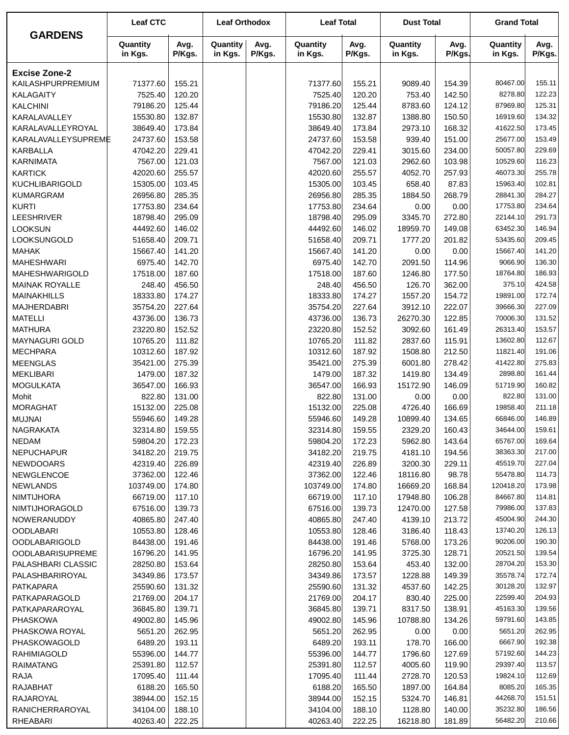| GARDENS | Leaf CTC | | Leaf Orthodox | | Leaf Total | | Dust Total | | Grand Total | |
|---|---|---|---|---|---|---|---|---|---|---|
| | Quantity in Kgs. | Avg. P/Kgs. | Quantity in Kgs. | Avg. P/Kgs. | Quantity in Kgs. | Avg. P/Kgs. | Quantity in Kgs. | Avg. P/Kgs. | Quantity in Kgs. | Avg. P/Kgs. |
| **Excise Zone-2** | | | | | | | | | | |
| KAILASHPURPREMIUM | 71377.60 | 155.21 | | | 71377.60 | 155.21 | 9089.40 | 154.39 | 80467.00 | 155.11 |
| KALAGAITY | 7525.40 | 120.20 | | | 7525.40 | 120.20 | 753.40 | 142.50 | 8278.80 | 122.23 |
| KALCHINI | 79186.20 | 125.44 | | | 79186.20 | 125.44 | 8783.60 | 124.12 | 87969.80 | 125.31 |
| KARALAVALLEY | 15530.80 | 132.87 | | | 15530.80 | 132.87 | 1388.80 | 150.50 | 16919.60 | 134.32 |
| KARALAVALLEYROYAL | 38649.40 | 173.84 | | | 38649.40 | 173.84 | 2973.10 | 168.32 | 41622.50 | 173.45 |
| KARALAVALLEYSUPREME | 24737.60 | 153.58 | | | 24737.60 | 153.58 | 939.40 | 151.00 | 25677.00 | 153.49 |
| KARBALLA | 47042.20 | 229.41 | | | 47042.20 | 229.41 | 3015.60 | 234.00 | 50057.80 | 229.69 |
| KARNIMATA | 7567.00 | 121.03 | | | 7567.00 | 121.03 | 2962.60 | 103.98 | 10529.60 | 116.23 |
| KARTICK | 42020.60 | 255.57 | | | 42020.60 | 255.57 | 4052.70 | 257.93 | 46073.30 | 255.78 |
| KUCHLIBARIGOLD | 15305.00 | 103.45 | | | 15305.00 | 103.45 | 658.40 | 87.83 | 15963.40 | 102.81 |
| KUMARGRAM | 26956.80 | 285.35 | | | 26956.80 | 285.35 | 1884.50 | 268.79 | 28841.30 | 284.27 |
| KURTI | 17753.80 | 234.64 | | | 17753.80 | 234.64 | 0.00 | 0.00 | 17753.80 | 234.64 |
| LEESHRIVER | 18798.40 | 295.09 | | | 18798.40 | 295.09 | 3345.70 | 272.80 | 22144.10 | 291.73 |
| LOOKSUN | 44492.60 | 146.02 | | | 44492.60 | 146.02 | 18959.70 | 149.08 | 63452.30 | 146.94 |
| LOOKSUNGOLD | 51658.40 | 209.71 | | | 51658.40 | 209.71 | 1777.20 | 201.82 | 53435.60 | 209.45 |
| MAHAK | 15667.40 | 141.20 | | | 15667.40 | 141.20 | 0.00 | 0.00 | 15667.40 | 141.20 |
| MAHESHWARI | 6975.40 | 142.70 | | | 6975.40 | 142.70 | 2091.50 | 114.96 | 9066.90 | 136.30 |
| MAHESHWARIGOLD | 17518.00 | 187.60 | | | 17518.00 | 187.60 | 1246.80 | 177.50 | 18764.80 | 186.93 |
| MAINAK ROYALLE | 248.40 | 456.50 | | | 248.40 | 456.50 | 126.70 | 362.00 | 375.10 | 424.58 |
| MAINAKHILLS | 18333.80 | 174.27 | | | 18333.80 | 174.27 | 1557.20 | 154.72 | 19891.00 | 172.74 |
| MAJHERDABRI | 35754.20 | 227.64 | | | 35754.20 | 227.64 | 3912.10 | 222.07 | 39666.30 | 227.09 |
| MATELLI | 43736.00 | 136.73 | | | 43736.00 | 136.73 | 26270.30 | 122.85 | 70006.30 | 131.52 |
| MATHURA | 23220.80 | 152.52 | | | 23220.80 | 152.52 | 3092.60 | 161.49 | 26313.40 | 153.57 |
| MAYNAGURI GOLD | 10765.20 | 111.82 | | | 10765.20 | 111.82 | 2837.60 | 115.91 | 13602.80 | 112.67 |
| MECHPARA | 10312.60 | 187.92 | | | 10312.60 | 187.92 | 1508.80 | 212.50 | 11821.40 | 191.06 |
| MEENGLAS | 35421.00 | 275.39 | | | 35421.00 | 275.39 | 6001.80 | 278.42 | 41422.80 | 275.83 |
| MEKLIBARI | 1479.00 | 187.32 | | | 1479.00 | 187.32 | 1419.80 | 134.49 | 2898.80 | 161.44 |
| MOGULKATA | 36547.00 | 166.93 | | | 36547.00 | 166.93 | 15172.90 | 146.09 | 51719.90 | 160.82 |
| Mohit | 822.80 | 131.00 | | | 822.80 | 131.00 | 0.00 | 0.00 | 822.80 | 131.00 |
| MORAGHAT | 15132.00 | 225.08 | | | 15132.00 | 225.08 | 4726.40 | 166.69 | 19858.40 | 211.18 |
| MUJNAI | 55946.60 | 149.28 | | | 55946.60 | 149.28 | 10899.40 | 134.65 | 66846.00 | 146.89 |
| NAGRAKATA | 32314.80 | 159.55 | | | 32314.80 | 159.55 | 2329.20 | 160.43 | 34644.00 | 159.61 |
| NEDAM | 59804.20 | 172.23 | | | 59804.20 | 172.23 | 5962.80 | 143.64 | 65767.00 | 169.64 |
| NEPUCHAPUR | 34182.20 | 219.75 | | | 34182.20 | 219.75 | 4181.10 | 194.56 | 38363.30 | 217.00 |
| NEWDOOARS | 42319.40 | 226.89 | | | 42319.40 | 226.89 | 3200.30 | 229.11 | 45519.70 | 227.04 |
| NEWGLENCOE | 37362.00 | 122.46 | | | 37362.00 | 122.46 | 18116.80 | 98.78 | 55478.80 | 114.73 |
| NEWLANDS | 103749.00 | 174.80 | | | 103749.00 | 174.80 | 16669.20 | 168.84 | 120418.20 | 173.98 |
| NIMTIJHORA | 66719.00 | 117.10 | | | 66719.00 | 117.10 | 17948.80 | 106.28 | 84667.80 | 114.81 |
| NIMTIJHORAGOLD | 67516.00 | 139.73 | | | 67516.00 | 139.73 | 12470.00 | 127.58 | 79986.00 | 137.83 |
| NOWERANUDDY | 40865.80 | 247.40 | | | 40865.80 | 247.40 | 4139.10 | 213.72 | 45004.90 | 244.30 |
| OODLABARI | 10553.80 | 128.46 | | | 10553.80 | 128.46 | 3186.40 | 118.43 | 13740.20 | 126.13 |
| OODLABARIGOLD | 84438.00 | 191.46 | | | 84438.00 | 191.46 | 5768.00 | 173.26 | 90206.00 | 190.30 |
| OODLABARISUPREME | 16796.20 | 141.95 | | | 16796.20 | 141.95 | 3725.30 | 128.71 | 20521.50 | 139.54 |
| PALASHBARI CLASSIC | 28250.80 | 153.64 | | | 28250.80 | 153.64 | 453.40 | 132.00 | 28704.20 | 153.30 |
| PALASHBARIROYAL | 34349.86 | 173.57 | | | 34349.86 | 173.57 | 1228.88 | 149.39 | 35578.74 | 172.74 |
| PATKAPARA | 25590.60 | 131.32 | | | 25590.60 | 131.32 | 4537.60 | 142.25 | 30128.20 | 132.97 |
| PATKAPARAGOLD | 21769.00 | 204.17 | | | 21769.00 | 204.17 | 830.40 | 225.00 | 22599.40 | 204.93 |
| PATKAPARAROYAL | 36845.80 | 139.71 | | | 36845.80 | 139.71 | 8317.50 | 138.91 | 45163.30 | 139.56 |
| PHASKOWA | 49002.80 | 145.96 | | | 49002.80 | 145.96 | 10788.80 | 134.26 | 59791.60 | 143.85 |
| PHASKOWA ROYAL | 5651.20 | 262.95 | | | 5651.20 | 262.95 | 0.00 | 0.00 | 5651.20 | 262.95 |
| PHASKOWAGOLD | 6489.20 | 193.11 | | | 6489.20 | 193.11 | 178.70 | 166.00 | 6667.90 | 192.38 |
| RAHIMIAGOLD | 55396.00 | 144.77 | | | 55396.00 | 144.77 | 1796.60 | 127.69 | 57192.60 | 144.23 |
| RAIMATANG | 25391.80 | 112.57 | | | 25391.80 | 112.57 | 4005.60 | 119.90 | 29397.40 | 113.57 |
| RAJA | 17095.40 | 111.44 | | | 17095.40 | 111.44 | 2728.70 | 120.53 | 19824.10 | 112.69 |
| RAJABHAT | 6188.20 | 165.50 | | | 6188.20 | 165.50 | 1897.00 | 164.84 | 8085.20 | 165.35 |
| RAJAROYAL | 38944.00 | 152.15 | | | 38944.00 | 152.15 | 5324.70 | 146.81 | 44268.70 | 151.51 |
| RANICHERRAROYAL | 34104.00 | 188.10 | | | 34104.00 | 188.10 | 1128.80 | 140.00 | 35232.80 | 186.56 |
| RHEABARI | 40263.40 | 222.25 | | | 40263.40 | 222.25 | 16218.80 | 181.89 | 56482.20 | 210.66 |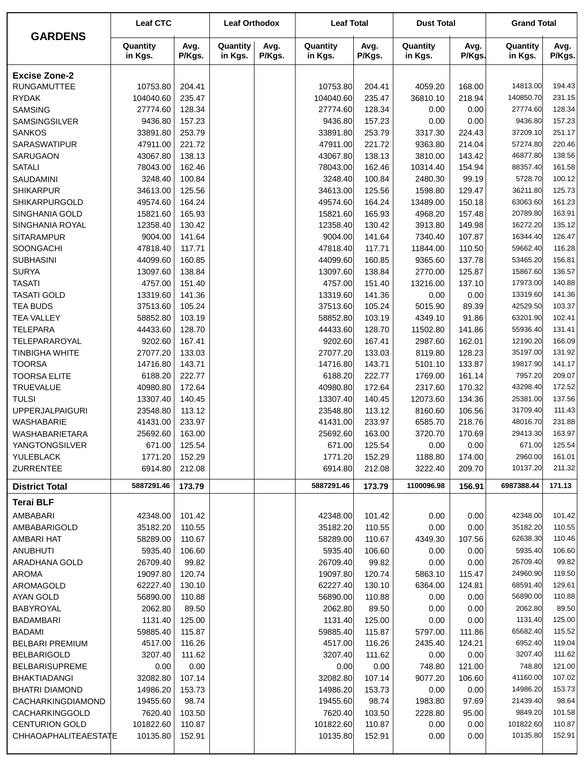| GARDENS | Leaf CTC | | Leaf Orthodox | | Leaf Total | | Dust Total | | Grand Total | |
|---|---|---|---|---|---|---|---|---|---|---|
| | Quantity in Kgs. | Avg. P/Kgs. | Quantity in Kgs. | Avg. P/Kgs. | Quantity in Kgs. | Avg. P/Kgs. | Quantity in Kgs. | Avg. P/Kgs. | Quantity in Kgs. | Avg. P/Kgs. |
| **Excise Zone-2** | | | | | | | | | | |
| RUNGAMUTTEE | 10753.80 | 204.41 | | | 10753.80 | 204.41 | 4059.20 | 168.00 | 14813.00 | 194.43 |
| RYDAK | 104040.60 | 235.47 | | | 104040.60 | 235.47 | 36810.10 | 218.94 | 140850.70 | 231.15 |
| SAMSING | 27774.60 | 128.34 | | | 27774.60 | 128.34 | 0.00 | 0.00 | 27774.60 | 128.34 |
| SAMSINGSILVER | 9436.80 | 157.23 | | | 9436.80 | 157.23 | 0.00 | 0.00 | 9436.80 | 157.23 |
| SANKOS | 33891.80 | 253.79 | | | 33891.80 | 253.79 | 3317.30 | 224.43 | 37209.10 | 251.17 |
| SARASWATIPUR | 47911.00 | 221.72 | | | 47911.00 | 221.72 | 9363.80 | 214.04 | 57274.80 | 220.46 |
| SARUGAON | 43067.80 | 138.13 | | | 43067.80 | 138.13 | 3810.00 | 143.42 | 46877.80 | 138.56 |
| SATALI | 78043.00 | 162.46 | | | 78043.00 | 162.46 | 10314.40 | 154.94 | 88357.40 | 161.58 |
| SAUDAMINI | 3248.40 | 100.84 | | | 3248.40 | 100.84 | 2480.30 | 99.19 | 5728.70 | 100.12 |
| SHIKARPUR | 34613.00 | 125.56 | | | 34613.00 | 125.56 | 1598.80 | 129.47 | 36211.80 | 125.73 |
| SHIKARPURGOLD | 49574.60 | 164.24 | | | 49574.60 | 164.24 | 13489.00 | 150.18 | 63063.60 | 161.23 |
| SINGHANIA GOLD | 15821.60 | 165.93 | | | 15821.60 | 165.93 | 4968.20 | 157.48 | 20789.80 | 163.91 |
| SINGHANIA ROYAL | 12358.40 | 130.42 | | | 12358.40 | 130.42 | 3913.80 | 149.98 | 16272.20 | 135.12 |
| SITARAMPUR | 9004.00 | 141.64 | | | 9004.00 | 141.64 | 7340.40 | 107.87 | 16344.40 | 126.47 |
| SOONGACHI | 47818.40 | 117.71 | | | 47818.40 | 117.71 | 11844.00 | 110.50 | 59662.40 | 116.28 |
| SUBHASINI | 44099.60 | 160.85 | | | 44099.60 | 160.85 | 9365.60 | 137.78 | 53465.20 | 156.81 |
| SURYA | 13097.60 | 138.84 | | | 13097.60 | 138.84 | 2770.00 | 125.87 | 15867.60 | 136.57 |
| TASATI | 4757.00 | 151.40 | | | 4757.00 | 151.40 | 13216.00 | 137.10 | 17973.00 | 140.88 |
| TASATI GOLD | 13319.60 | 141.36 | | | 13319.60 | 141.36 | 0.00 | 0.00 | 13319.60 | 141.36 |
| TEA BUDS | 37513.60 | 105.24 | | | 37513.60 | 105.24 | 5015.90 | 89.39 | 42529.50 | 103.37 |
| TEA VALLEY | 58852.80 | 103.19 | | | 58852.80 | 103.19 | 4349.10 | 91.86 | 63201.90 | 102.41 |
| TELEPARA | 44433.60 | 128.70 | | | 44433.60 | 128.70 | 11502.80 | 141.86 | 55936.40 | 131.41 |
| TELEPARAROYAL | 9202.60 | 167.41 | | | 9202.60 | 167.41 | 2987.60 | 162.01 | 12190.20 | 166.09 |
| TINBIGHA WHITE | 27077.20 | 133.03 | | | 27077.20 | 133.03 | 8119.80 | 128.23 | 35197.00 | 131.92 |
| TOORSA | 14716.80 | 143.71 | | | 14716.80 | 143.71 | 5101.10 | 133.87 | 19817.90 | 141.17 |
| TOORSA ELITE | 6188.20 | 222.77 | | | 6188.20 | 222.77 | 1769.00 | 161.14 | 7957.20 | 209.07 |
| TRUEVALUE | 40980.80 | 172.64 | | | 40980.80 | 172.64 | 2317.60 | 170.32 | 43298.40 | 172.52 |
| TULSI | 13307.40 | 140.45 | | | 13307.40 | 140.45 | 12073.60 | 134.36 | 25381.00 | 137.56 |
| UPPERJALPAIGURI | 23548.80 | 113.12 | | | 23548.80 | 113.12 | 8160.60 | 106.56 | 31709.40 | 111.43 |
| WASHABARIE | 41431.00 | 233.97 | | | 41431.00 | 233.97 | 6585.70 | 218.76 | 48016.70 | 231.88 |
| WASHABARIETARA | 25692.60 | 163.00 | | | 25692.60 | 163.00 | 3720.70 | 170.69 | 29413.30 | 163.97 |
| YANGTONGSILVER | 671.00 | 125.54 | | | 671.00 | 125.54 | 0.00 | 0.00 | 671.00 | 125.54 |
| YULEBLACK | 1771.20 | 152.29 | | | 1771.20 | 152.29 | 1188.80 | 174.00 | 2960.00 | 161.01 |
| ZURRENTEE | 6914.80 | 212.08 | | | 6914.80 | 212.08 | 3222.40 | 209.70 | 10137.20 | 211.32 |
| **District Total** | **5887291.46** | **173.79** | | | **5887291.46** | **173.79** | **1100096.98** | **156.91** | **6987388.44** | **171.13** |
| **Terai BLF** | | | | | | | | | | |
| AMBABARI | 42348.00 | 101.42 | | | 42348.00 | 101.42 | 0.00 | 0.00 | 42348.00 | 101.42 |
| AMBABARIGOLD | 35182.20 | 110.55 | | | 35182.20 | 110.55 | 0.00 | 0.00 | 35182.20 | 110.55 |
| AMBARI HAT | 58289.00 | 110.67 | | | 58289.00 | 110.67 | 4349.30 | 107.56 | 62638.30 | 110.46 |
| ANUBHUTI | 5935.40 | 106.60 | | | 5935.40 | 106.60 | 0.00 | 0.00 | 5935.40 | 106.60 |
| ARADHANA GOLD | 26709.40 | 99.82 | | | 26709.40 | 99.82 | 0.00 | 0.00 | 26709.40 | 99.82 |
| AROMA | 19097.80 | 120.74 | | | 19097.80 | 120.74 | 5863.10 | 115.47 | 24960.90 | 119.50 |
| AROMAGOLD | 62227.40 | 130.10 | | | 62227.40 | 130.10 | 6364.00 | 124.81 | 68591.40 | 129.61 |
| AYAN GOLD | 56890.00 | 110.88 | | | 56890.00 | 110.88 | 0.00 | 0.00 | 56890.00 | 110.88 |
| BABYROYAL | 2062.80 | 89.50 | | | 2062.80 | 89.50 | 0.00 | 0.00 | 2062.80 | 89.50 |
| BADAMBARI | 1131.40 | 125.00 | | | 1131.40 | 125.00 | 0.00 | 0.00 | 1131.40 | 125.00 |
| BADAMI | 59885.40 | 115.87 | | | 59885.40 | 115.87 | 5797.00 | 111.86 | 65682.40 | 115.52 |
| BELBARI PREMIUM | 4517.00 | 116.26 | | | 4517.00 | 116.26 | 2435.40 | 124.21 | 6952.40 | 119.04 |
| BELBARIGOLD | 3207.40 | 111.62 | | | 3207.40 | 111.62 | 0.00 | 0.00 | 3207.40 | 111.62 |
| BELBARISUPREME | 0.00 | 0.00 | | | 0.00 | 0.00 | 748.80 | 121.00 | 748.80 | 121.00 |
| BHAKTIADANGI | 32082.80 | 107.14 | | | 32082.80 | 107.14 | 9077.20 | 106.60 | 41160.00 | 107.02 |
| BHATRI DIAMOND | 14986.20 | 153.73 | | | 14986.20 | 153.73 | 0.00 | 0.00 | 14986.20 | 153.73 |
| CACHARKINGDIAMOND | 19455.60 | 98.74 | | | 19455.60 | 98.74 | 1983.80 | 97.69 | 21439.40 | 98.64 |
| CACHARKINGGOLD | 7620.40 | 103.50 | | | 7620.40 | 103.50 | 2228.80 | 95.00 | 9849.20 | 101.58 |
| CENTURION GOLD | 101822.60 | 110.87 | | | 101822.60 | 110.87 | 0.00 | 0.00 | 101822.60 | 110.87 |
| CHHAOAPHALITEAESTATE | 10135.80 | 152.91 | | | 10135.80 | 152.91 | 0.00 | 0.00 | 10135.80 | 152.91 |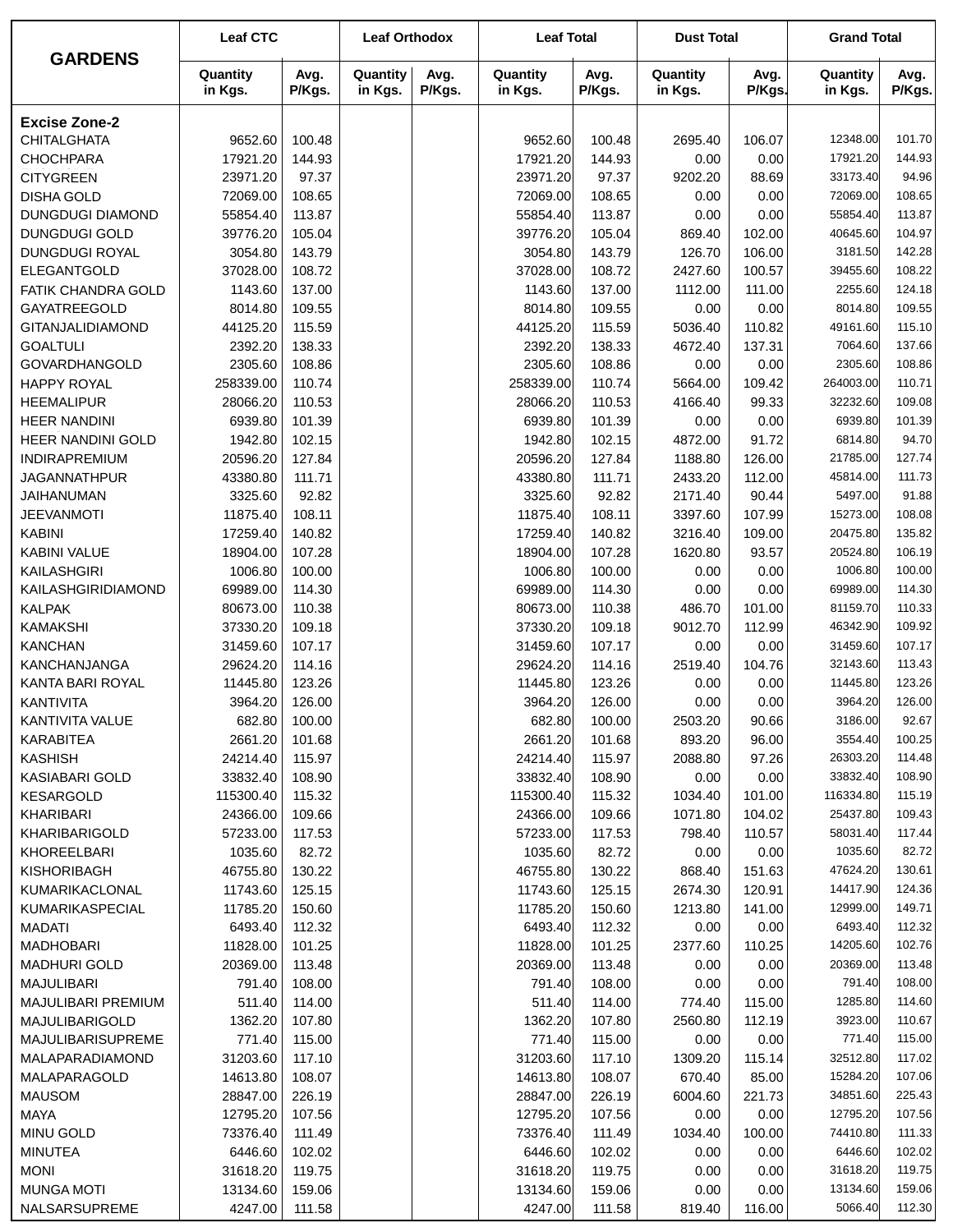| GARDENS | Leaf CTC | | Leaf Orthodox | | Leaf Total | | Dust Total | | Grand Total | |
|---|---|---|---|---|---|---|---|---|---|---|
| | Quantity in Kgs. | Avg. P/Kgs. | Quantity in Kgs. | Avg. P/Kgs. | Quantity in Kgs. | Avg. P/Kgs. | Quantity in Kgs. | Avg. P/Kgs. | Quantity in Kgs. | Avg. P/Kgs. |
| **Excise Zone-2** | | | | | | | | | | |
| CHITALGHATA | 9652.60 | 100.48 | | | 9652.60 | 100.48 | 2695.40 | 106.07 | 12348.00 | 101.70 |
| CHOCHPARA | 17921.20 | 144.93 | | | 17921.20 | 144.93 | 0.00 | 0.00 | 17921.20 | 144.93 |
| CITYGREEN | 23971.20 | 97.37 | | | 23971.20 | 97.37 | 9202.20 | 88.69 | 33173.40 | 94.96 |
| DISHA GOLD | 72069.00 | 108.65 | | | 72069.00 | 108.65 | 0.00 | 0.00 | 72069.00 | 108.65 |
| DUNGDUGI DIAMOND | 55854.40 | 113.87 | | | 55854.40 | 113.87 | 0.00 | 0.00 | 55854.40 | 113.87 |
| DUNGDUGI GOLD | 39776.20 | 105.04 | | | 39776.20 | 105.04 | 869.40 | 102.00 | 40645.60 | 104.97 |
| DUNGDUGI ROYAL | 3054.80 | 143.79 | | | 3054.80 | 143.79 | 126.70 | 106.00 | 3181.50 | 142.28 |
| ELEGANTGOLD | 37028.00 | 108.72 | | | 37028.00 | 108.72 | 2427.60 | 100.57 | 39455.60 | 108.22 |
| FATIK CHANDRA GOLD | 1143.60 | 137.00 | | | 1143.60 | 137.00 | 1112.00 | 111.00 | 2255.60 | 124.18 |
| GAYATREEGOLD | 8014.80 | 109.55 | | | 8014.80 | 109.55 | 0.00 | 0.00 | 8014.80 | 109.55 |
| GITANJALIDIAMOND | 44125.20 | 115.59 | | | 44125.20 | 115.59 | 5036.40 | 110.82 | 49161.60 | 115.10 |
| GOALTULI | 2392.20 | 138.33 | | | 2392.20 | 138.33 | 4672.40 | 137.31 | 7064.60 | 137.66 |
| GOVARDHANGOLD | 2305.60 | 108.86 | | | 2305.60 | 108.86 | 0.00 | 0.00 | 2305.60 | 108.86 |
| HAPPY ROYAL | 258339.00 | 110.74 | | | 258339.00 | 110.74 | 5664.00 | 109.42 | 264003.00 | 110.71 |
| HEEMALIPUR | 28066.20 | 110.53 | | | 28066.20 | 110.53 | 4166.40 | 99.33 | 32232.60 | 109.08 |
| HEER NANDINI | 6939.80 | 101.39 | | | 6939.80 | 101.39 | 0.00 | 0.00 | 6939.80 | 101.39 |
| HEER NANDINI GOLD | 1942.80 | 102.15 | | | 1942.80 | 102.15 | 4872.00 | 91.72 | 6814.80 | 94.70 |
| INDIRAPREMIUM | 20596.20 | 127.84 | | | 20596.20 | 127.84 | 1188.80 | 126.00 | 21785.00 | 127.74 |
| JAGANNATHPUR | 43380.80 | 111.71 | | | 43380.80 | 111.71 | 2433.20 | 112.00 | 45814.00 | 111.73 |
| JAIHANUMAN | 3325.60 | 92.82 | | | 3325.60 | 92.82 | 2171.40 | 90.44 | 5497.00 | 91.88 |
| JEEVANMOTI | 11875.40 | 108.11 | | | 11875.40 | 108.11 | 3397.60 | 107.99 | 15273.00 | 108.08 |
| KABINI | 17259.40 | 140.82 | | | 17259.40 | 140.82 | 3216.40 | 109.00 | 20475.80 | 135.82 |
| KABINI VALUE | 18904.00 | 107.28 | | | 18904.00 | 107.28 | 1620.80 | 93.57 | 20524.80 | 106.19 |
| KAILASHGIRI | 1006.80 | 100.00 | | | 1006.80 | 100.00 | 0.00 | 0.00 | 1006.80 | 100.00 |
| KAILASHGIRIDIAMOND | 69989.00 | 114.30 | | | 69989.00 | 114.30 | 0.00 | 0.00 | 69989.00 | 114.30 |
| KALPAK | 80673.00 | 110.38 | | | 80673.00 | 110.38 | 486.70 | 101.00 | 81159.70 | 110.33 |
| KAMAKSHI | 37330.20 | 109.18 | | | 37330.20 | 109.18 | 9012.70 | 112.99 | 46342.90 | 109.92 |
| KANCHAN | 31459.60 | 107.17 | | | 31459.60 | 107.17 | 0.00 | 0.00 | 31459.60 | 107.17 |
| KANCHANJANGA | 29624.20 | 114.16 | | | 29624.20 | 114.16 | 2519.40 | 104.76 | 32143.60 | 113.43 |
| KANTA BARI ROYAL | 11445.80 | 123.26 | | | 11445.80 | 123.26 | 0.00 | 0.00 | 11445.80 | 123.26 |
| KANTIVITA | 3964.20 | 126.00 | | | 3964.20 | 126.00 | 0.00 | 0.00 | 3964.20 | 126.00 |
| KANTIVITA VALUE | 682.80 | 100.00 | | | 682.80 | 100.00 | 2503.20 | 90.66 | 3186.00 | 92.67 |
| KARABITEA | 2661.20 | 101.68 | | | 2661.20 | 101.68 | 893.20 | 96.00 | 3554.40 | 100.25 |
| KASHISH | 24214.40 | 115.97 | | | 24214.40 | 115.97 | 2088.80 | 97.26 | 26303.20 | 114.48 |
| KASIABARI GOLD | 33832.40 | 108.90 | | | 33832.40 | 108.90 | 0.00 | 0.00 | 33832.40 | 108.90 |
| KESARGOLD | 115300.40 | 115.32 | | | 115300.40 | 115.32 | 1034.40 | 101.00 | 116334.80 | 115.19 |
| KHARIBARI | 24366.00 | 109.66 | | | 24366.00 | 109.66 | 1071.80 | 104.02 | 25437.80 | 109.43 |
| KHARIBARIGOLD | 57233.00 | 117.53 | | | 57233.00 | 117.53 | 798.40 | 110.57 | 58031.40 | 117.44 |
| KHOREELBARI | 1035.60 | 82.72 | | | 1035.60 | 82.72 | 0.00 | 0.00 | 1035.60 | 82.72 |
| KISHORIBAGH | 46755.80 | 130.22 | | | 46755.80 | 130.22 | 868.40 | 151.63 | 47624.20 | 130.61 |
| KUMARIKACLONAL | 11743.60 | 125.15 | | | 11743.60 | 125.15 | 2674.30 | 120.91 | 14417.90 | 124.36 |
| KUMARIKASPECIAL | 11785.20 | 150.60 | | | 11785.20 | 150.60 | 1213.80 | 141.00 | 12999.00 | 149.71 |
| MADATI | 6493.40 | 112.32 | | | 6493.40 | 112.32 | 0.00 | 0.00 | 6493.40 | 112.32 |
| MADHOBARI | 11828.00 | 101.25 | | | 11828.00 | 101.25 | 2377.60 | 110.25 | 14205.60 | 102.76 |
| MADHURI GOLD | 20369.00 | 113.48 | | | 20369.00 | 113.48 | 0.00 | 0.00 | 20369.00 | 113.48 |
| MAJULIBARI | 791.40 | 108.00 | | | 791.40 | 108.00 | 0.00 | 0.00 | 791.40 | 108.00 |
| MAJULIBARI PREMIUM | 511.40 | 114.00 | | | 511.40 | 114.00 | 774.40 | 115.00 | 1285.80 | 114.60 |
| MAJULIBARIGOLD | 1362.20 | 107.80 | | | 1362.20 | 107.80 | 2560.80 | 112.19 | 3923.00 | 110.67 |
| MAJULIBARISUPREME | 771.40 | 115.00 | | | 771.40 | 115.00 | 0.00 | 0.00 | 771.40 | 115.00 |
| MALAPARADIAMOND | 31203.60 | 117.10 | | | 31203.60 | 117.10 | 1309.20 | 115.14 | 32512.80 | 117.02 |
| MALAPARAGOLD | 14613.80 | 108.07 | | | 14613.80 | 108.07 | 670.40 | 85.00 | 15284.20 | 107.06 |
| MAUSOM | 28847.00 | 226.19 | | | 28847.00 | 226.19 | 6004.60 | 221.73 | 34851.60 | 225.43 |
| MAYA | 12795.20 | 107.56 | | | 12795.20 | 107.56 | 0.00 | 0.00 | 12795.20 | 107.56 |
| MINU GOLD | 73376.40 | 111.49 | | | 73376.40 | 111.49 | 1034.40 | 100.00 | 74410.80 | 111.33 |
| MINUTEA | 6446.60 | 102.02 | | | 6446.60 | 102.02 | 0.00 | 0.00 | 6446.60 | 102.02 |
| MONI | 31618.20 | 119.75 | | | 31618.20 | 119.75 | 0.00 | 0.00 | 31618.20 | 119.75 |
| MUNGA MOTI | 13134.60 | 159.06 | | | 13134.60 | 159.06 | 0.00 | 0.00 | 13134.60 | 159.06 |
| NALSARSUPREME | 4247.00 | 111.58 | | | 4247.00 | 111.58 | 819.40 | 116.00 | 5066.40 | 112.30 |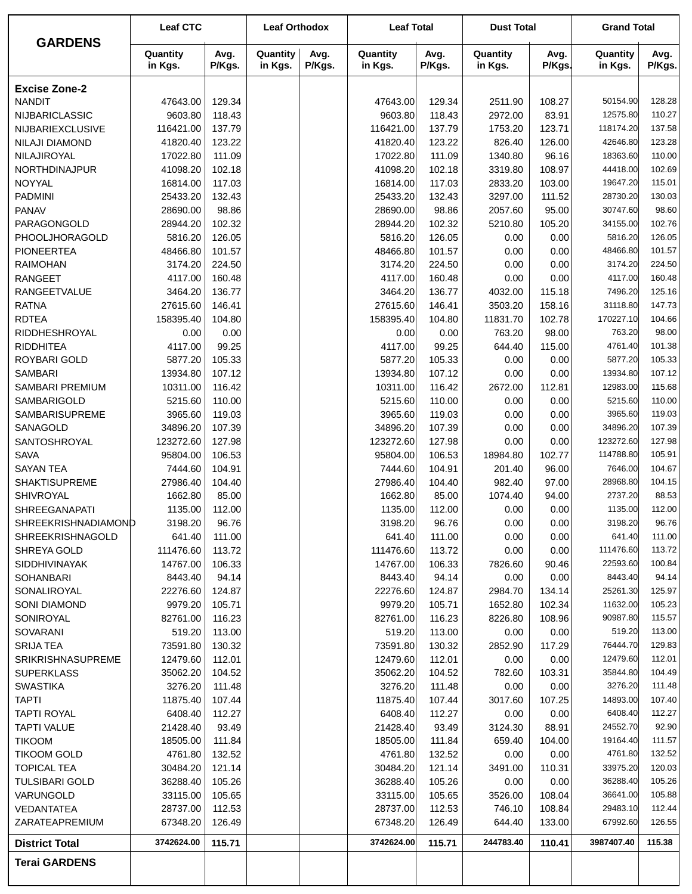| GARDENS | Leaf CTC | | Leaf Orthodox | | Leaf Total | | Dust Total | | Grand Total | |
|---|---|---|---|---|---|---|---|---|---|---|
| | Quantity in Kgs. | Avg. P/Kgs. | Quantity in Kgs. | Avg. P/Kgs. | Quantity in Kgs. | Avg. P/Kgs. | Quantity in Kgs. | Avg. P/Kgs. | Quantity in Kgs. | Avg. P/Kgs. |
| **Excise Zone-2** | | | | | | | | | | |
| NANDIT | 47643.00 | 129.34 | | | 47643.00 | 129.34 | 2511.90 | 108.27 | 50154.90 | 128.28 |
| NIJBARICLASSIC | 9603.80 | 118.43 | | | 9603.80 | 118.43 | 2972.00 | 83.91 | 12575.80 | 110.27 |
| NIJBARIEXCLUSIVE | 116421.00 | 137.79 | | | 116421.00 | 137.79 | 1753.20 | 123.71 | 118174.20 | 137.58 |
| NILAJI DIAMOND | 41820.40 | 123.22 | | | 41820.40 | 123.22 | 826.40 | 126.00 | 42646.80 | 123.28 |
| NILAJIROYAL | 17022.80 | 111.09 | | | 17022.80 | 111.09 | 1340.80 | 96.16 | 18363.60 | 110.00 |
| NORTHDINAJPUR | 41098.20 | 102.18 | | | 41098.20 | 102.18 | 3319.80 | 108.97 | 44418.00 | 102.69 |
| NOYYAL | 16814.00 | 117.03 | | | 16814.00 | 117.03 | 2833.20 | 103.00 | 19647.20 | 115.01 |
| PADMINI | 25433.20 | 132.43 | | | 25433.20 | 132.43 | 3297.00 | 111.52 | 28730.20 | 130.03 |
| PANAV | 28690.00 | 98.86 | | | 28690.00 | 98.86 | 2057.60 | 95.00 | 30747.60 | 98.60 |
| PARAGONGOLD | 28944.20 | 102.32 | | | 28944.20 | 102.32 | 5210.80 | 105.20 | 34155.00 | 102.76 |
| PHOOLJHORAGOLD | 5816.20 | 126.05 | | | 5816.20 | 126.05 | 0.00 | 0.00 | 5816.20 | 126.05 |
| PIONEERTEA | 48466.80 | 101.57 | | | 48466.80 | 101.57 | 0.00 | 0.00 | 48466.80 | 101.57 |
| RAIMOHAN | 3174.20 | 224.50 | | | 3174.20 | 224.50 | 0.00 | 0.00 | 3174.20 | 224.50 |
| RANGEET | 4117.00 | 160.48 | | | 4117.00 | 160.48 | 0.00 | 0.00 | 4117.00 | 160.48 |
| RANGEETVALUE | 3464.20 | 136.77 | | | 3464.20 | 136.77 | 4032.00 | 115.18 | 7496.20 | 125.16 |
| RATNA | 27615.60 | 146.41 | | | 27615.60 | 146.41 | 3503.20 | 158.16 | 31118.80 | 147.73 |
| RDTEA | 158395.40 | 104.80 | | | 158395.40 | 104.80 | 11831.70 | 102.78 | 170227.10 | 104.66 |
| RIDDHESHROYAL | 0.00 | 0.00 | | | 0.00 | 0.00 | 763.20 | 98.00 | 763.20 | 98.00 |
| RIDDHITEA | 4117.00 | 99.25 | | | 4117.00 | 99.25 | 644.40 | 115.00 | 4761.40 | 101.38 |
| ROYBARI GOLD | 5877.20 | 105.33 | | | 5877.20 | 105.33 | 0.00 | 0.00 | 5877.20 | 105.33 |
| SAMBARI | 13934.80 | 107.12 | | | 13934.80 | 107.12 | 0.00 | 0.00 | 13934.80 | 107.12 |
| SAMBARI PREMIUM | 10311.00 | 116.42 | | | 10311.00 | 116.42 | 2672.00 | 112.81 | 12983.00 | 115.68 |
| SAMBARIGOLD | 5215.60 | 110.00 | | | 5215.60 | 110.00 | 0.00 | 0.00 | 5215.60 | 110.00 |
| SAMBARISUPREME | 3965.60 | 119.03 | | | 3965.60 | 119.03 | 0.00 | 0.00 | 3965.60 | 119.03 |
| SANAGOLD | 34896.20 | 107.39 | | | 34896.20 | 107.39 | 0.00 | 0.00 | 34896.20 | 107.39 |
| SANTOSHROYAL | 123272.60 | 127.98 | | | 123272.60 | 127.98 | 0.00 | 0.00 | 123272.60 | 127.98 |
| SAVA | 95804.00 | 106.53 | | | 95804.00 | 106.53 | 18984.80 | 102.77 | 114788.80 | 105.91 |
| SAYAN TEA | 7444.60 | 104.91 | | | 7444.60 | 104.91 | 201.40 | 96.00 | 7646.00 | 104.67 |
| SHAKTISUPREME | 27986.40 | 104.40 | | | 27986.40 | 104.40 | 982.40 | 97.00 | 28968.80 | 104.15 |
| SHIVROYAL | 1662.80 | 85.00 | | | 1662.80 | 85.00 | 1074.40 | 94.00 | 2737.20 | 88.53 |
| SHREEGANAPATI | 1135.00 | 112.00 | | | 1135.00 | 112.00 | 0.00 | 0.00 | 1135.00 | 112.00 |
| SHREEKRISHNADIAMOND | 3198.20 | 96.76 | | | 3198.20 | 96.76 | 0.00 | 0.00 | 3198.20 | 96.76 |
| SHREEKRISHNAGOLD | 641.40 | 111.00 | | | 641.40 | 111.00 | 0.00 | 0.00 | 641.40 | 111.00 |
| SHREYA GOLD | 111476.60 | 113.72 | | | 111476.60 | 113.72 | 0.00 | 0.00 | 111476.60 | 113.72 |
| SIDDHIVINAYAK | 14767.00 | 106.33 | | | 14767.00 | 106.33 | 7826.60 | 90.46 | 22593.60 | 100.84 |
| SOHANBARI | 8443.40 | 94.14 | | | 8443.40 | 94.14 | 0.00 | 0.00 | 8443.40 | 94.14 |
| SONALIROYAL | 22276.60 | 124.87 | | | 22276.60 | 124.87 | 2984.70 | 134.14 | 25261.30 | 125.97 |
| SONI DIAMOND | 9979.20 | 105.71 | | | 9979.20 | 105.71 | 1652.80 | 102.34 | 11632.00 | 105.23 |
| SONIROYAL | 82761.00 | 116.23 | | | 82761.00 | 116.23 | 8226.80 | 108.96 | 90987.80 | 115.57 |
| SOVARANI | 519.20 | 113.00 | | | 519.20 | 113.00 | 0.00 | 0.00 | 519.20 | 113.00 |
| SRIJA TEA | 73591.80 | 130.32 | | | 73591.80 | 130.32 | 2852.90 | 117.29 | 76444.70 | 129.83 |
| SRIKRISHNASUPREME | 12479.60 | 112.01 | | | 12479.60 | 112.01 | 0.00 | 0.00 | 12479.60 | 112.01 |
| SUPERKLASS | 35062.20 | 104.52 | | | 35062.20 | 104.52 | 782.60 | 103.31 | 35844.80 | 104.49 |
| SWASTIKA | 3276.20 | 111.48 | | | 3276.20 | 111.48 | 0.00 | 0.00 | 3276.20 | 111.48 |
| TAPTI | 11875.40 | 107.44 | | | 11875.40 | 107.44 | 3017.60 | 107.25 | 14893.00 | 107.40 |
| TAPTI ROYAL | 6408.40 | 112.27 | | | 6408.40 | 112.27 | 0.00 | 0.00 | 6408.40 | 112.27 |
| TAPTI VALUE | 21428.40 | 93.49 | | | 21428.40 | 93.49 | 3124.30 | 88.91 | 24552.70 | 92.90 |
| TIKOOM | 18505.00 | 111.84 | | | 18505.00 | 111.84 | 659.40 | 104.00 | 19164.40 | 111.57 |
| TIKOOM GOLD | 4761.80 | 132.52 | | | 4761.80 | 132.52 | 0.00 | 0.00 | 4761.80 | 132.52 |
| TOPICAL TEA | 30484.20 | 121.14 | | | 30484.20 | 121.14 | 3491.00 | 110.31 | 33975.20 | 120.03 |
| TULSIBARI GOLD | 36288.40 | 105.26 | | | 36288.40 | 105.26 | 0.00 | 0.00 | 36288.40 | 105.26 |
| VARUNGOLD | 33115.00 | 105.65 | | | 33115.00 | 105.65 | 3526.00 | 108.04 | 36641.00 | 105.88 |
| VEDANTATEA | 28737.00 | 112.53 | | | 28737.00 | 112.53 | 746.10 | 108.84 | 29483.10 | 112.44 |
| ZARATEAPREMIUM | 67348.20 | 126.49 | | | 67348.20 | 126.49 | 644.40 | 133.00 | 67992.60 | 126.55 |
| **District Total** | **3742624.00** | **115.71** | | | **3742624.00** | **115.71** | **244783.40** | **110.41** | **3987407.40** | **115.38** |
| **Terai GARDENS** | | | | | | | | | | |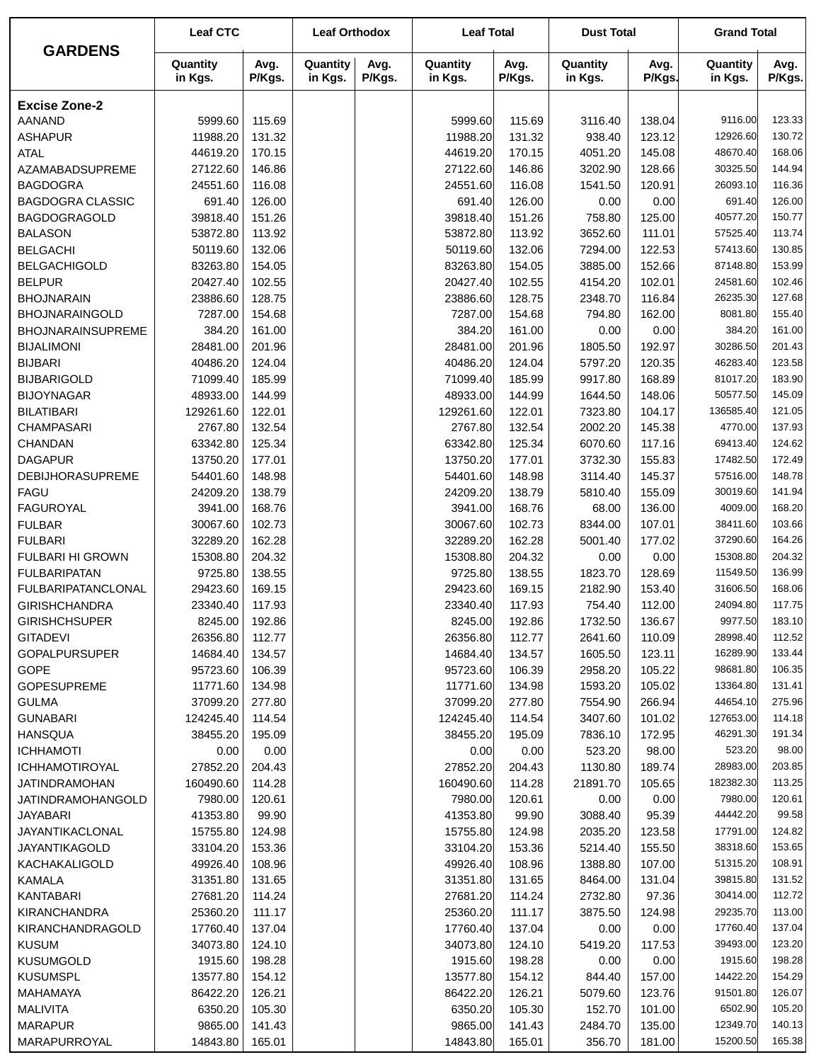| GARDENS | Leaf CTC | | Leaf Orthodox | | Leaf Total | | Dust Total | | Grand Total | |
|---|---|---|---|---|---|---|---|---|---|---|
| | Quantity in Kgs. | Avg. P/Kgs. | Quantity in Kgs. | Avg. P/Kgs. | Quantity in Kgs. | Avg. P/Kgs. | Quantity in Kgs. | Avg. P/Kgs. | Quantity in Kgs. | Avg. P/Kgs. |
| **Excise Zone-2** | | | | | | | | | | |
| AANAND | 5999.60 | 115.69 | | | 5999.60 | 115.69 | 3116.40 | 138.04 | 9116.00 | 123.33 |
| ASHAPUR | 11988.20 | 131.32 | | | 11988.20 | 131.32 | 938.40 | 123.12 | 12926.60 | 130.72 |
| ATAL | 44619.20 | 170.15 | | | 44619.20 | 170.15 | 4051.20 | 145.08 | 48670.40 | 168.06 |
| AZAMABADSUPREME | 27122.60 | 146.86 | | | 27122.60 | 146.86 | 3202.90 | 128.66 | 30325.50 | 144.94 |
| BAGDOGRA | 24551.60 | 116.08 | | | 24551.60 | 116.08 | 1541.50 | 120.91 | 26093.10 | 116.36 |
| BAGDOGRA CLASSIC | 691.40 | 126.00 | | | 691.40 | 126.00 | 0.00 | 0.00 | 691.40 | 126.00 |
| BAGDOGRAGOLD | 39818.40 | 151.26 | | | 39818.40 | 151.26 | 758.80 | 125.00 | 40577.20 | 150.77 |
| BALASON | 53872.80 | 113.92 | | | 53872.80 | 113.92 | 3652.60 | 111.01 | 57525.40 | 113.74 |
| BELGACHI | 50119.60 | 132.06 | | | 50119.60 | 132.06 | 7294.00 | 122.53 | 57413.60 | 130.85 |
| BELGACHIGOLD | 83263.80 | 154.05 | | | 83263.80 | 154.05 | 3885.00 | 152.66 | 87148.80 | 153.99 |
| BELPUR | 20427.40 | 102.55 | | | 20427.40 | 102.55 | 4154.20 | 102.01 | 24581.60 | 102.46 |
| BHOJNARAIN | 23886.60 | 128.75 | | | 23886.60 | 128.75 | 2348.70 | 116.84 | 26235.30 | 127.68 |
| BHOJNARAINGOLD | 7287.00 | 154.68 | | | 7287.00 | 154.68 | 794.80 | 162.00 | 8081.80 | 155.40 |
| BHOJNARAINSUPREME | 384.20 | 161.00 | | | 384.20 | 161.00 | 0.00 | 0.00 | 384.20 | 161.00 |
| BIJALIMONI | 28481.00 | 201.96 | | | 28481.00 | 201.96 | 1805.50 | 192.97 | 30286.50 | 201.43 |
| BIJBARI | 40486.20 | 124.04 | | | 40486.20 | 124.04 | 5797.20 | 120.35 | 46283.40 | 123.58 |
| BIJBARIGOLD | 71099.40 | 185.99 | | | 71099.40 | 185.99 | 9917.80 | 168.89 | 81017.20 | 183.90 |
| BIJOYNAGAR | 48933.00 | 144.99 | | | 48933.00 | 144.99 | 1644.50 | 148.06 | 50577.50 | 145.09 |
| BILATIBARI | 129261.60 | 122.01 | | | 129261.60 | 122.01 | 7323.80 | 104.17 | 136585.40 | 121.05 |
| CHAMPASARI | 2767.80 | 132.54 | | | 2767.80 | 132.54 | 2002.20 | 145.38 | 4770.00 | 137.93 |
| CHANDAN | 63342.80 | 125.34 | | | 63342.80 | 125.34 | 6070.60 | 117.16 | 69413.40 | 124.62 |
| DAGAPUR | 13750.20 | 177.01 | | | 13750.20 | 177.01 | 3732.30 | 155.83 | 17482.50 | 172.49 |
| DEBIJHORASUPREME | 54401.60 | 148.98 | | | 54401.60 | 148.98 | 3114.40 | 145.37 | 57516.00 | 148.78 |
| FAGU | 24209.20 | 138.79 | | | 24209.20 | 138.79 | 5810.40 | 155.09 | 30019.60 | 141.94 |
| FAGUROYAL | 3941.00 | 168.76 | | | 3941.00 | 168.76 | 68.00 | 136.00 | 4009.00 | 168.20 |
| FULBAR | 30067.60 | 102.73 | | | 30067.60 | 102.73 | 8344.00 | 107.01 | 38411.60 | 103.66 |
| FULBARI | 32289.20 | 162.28 | | | 32289.20 | 162.28 | 5001.40 | 177.02 | 37290.60 | 164.26 |
| FULBARI HI GROWN | 15308.80 | 204.32 | | | 15308.80 | 204.32 | 0.00 | 0.00 | 15308.80 | 204.32 |
| FULBARIPATAN | 9725.80 | 138.55 | | | 9725.80 | 138.55 | 1823.70 | 128.69 | 11549.50 | 136.99 |
| FULBARIPATANCLONAL | 29423.60 | 169.15 | | | 29423.60 | 169.15 | 2182.90 | 153.40 | 31606.50 | 168.06 |
| GIRISHCHANDRA | 23340.40 | 117.93 | | | 23340.40 | 117.93 | 754.40 | 112.00 | 24094.80 | 117.75 |
| GIRISHCHSUPER | 8245.00 | 192.86 | | | 8245.00 | 192.86 | 1732.50 | 136.67 | 9977.50 | 183.10 |
| GITADEVI | 26356.80 | 112.77 | | | 26356.80 | 112.77 | 2641.60 | 110.09 | 28998.40 | 112.52 |
| GOPALPURSUPER | 14684.40 | 134.57 | | | 14684.40 | 134.57 | 1605.50 | 123.11 | 16289.90 | 133.44 |
| GOPE | 95723.60 | 106.39 | | | 95723.60 | 106.39 | 2958.20 | 105.22 | 98681.80 | 106.35 |
| GOPESUPREME | 11771.60 | 134.98 | | | 11771.60 | 134.98 | 1593.20 | 105.02 | 13364.80 | 131.41 |
| GULMA | 37099.20 | 277.80 | | | 37099.20 | 277.80 | 7554.90 | 266.94 | 44654.10 | 275.96 |
| GUNABARI | 124245.40 | 114.54 | | | 124245.40 | 114.54 | 3407.60 | 101.02 | 127653.00 | 114.18 |
| HANSQUA | 38455.20 | 195.09 | | | 38455.20 | 195.09 | 7836.10 | 172.95 | 46291.30 | 191.34 |
| ICHHAMOTI | 0.00 | 0.00 | | | 0.00 | 0.00 | 523.20 | 98.00 | 523.20 | 98.00 |
| ICHHAMOTIROYAL | 27852.20 | 204.43 | | | 27852.20 | 204.43 | 1130.80 | 189.74 | 28983.00 | 203.85 |
| JATINDRAMOHAN | 160490.60 | 114.28 | | | 160490.60 | 114.28 | 21891.70 | 105.65 | 182382.30 | 113.25 |
| JATINDRAMOHANGOLD | 7980.00 | 120.61 | | | 7980.00 | 120.61 | 0.00 | 0.00 | 7980.00 | 120.61 |
| JAYABARI | 41353.80 | 99.90 | | | 41353.80 | 99.90 | 3088.40 | 95.39 | 44442.20 | 99.58 |
| JAYANTIKACLONAL | 15755.80 | 124.98 | | | 15755.80 | 124.98 | 2035.20 | 123.58 | 17791.00 | 124.82 |
| JAYANTIKAGOLD | 33104.20 | 153.36 | | | 33104.20 | 153.36 | 5214.40 | 155.50 | 38318.60 | 153.65 |
| KACHAKALIGOLD | 49926.40 | 108.96 | | | 49926.40 | 108.96 | 1388.80 | 107.00 | 51315.20 | 108.91 |
| KAMALA | 31351.80 | 131.65 | | | 31351.80 | 131.65 | 8464.00 | 131.04 | 39815.80 | 131.52 |
| KANTABARI | 27681.20 | 114.24 | | | 27681.20 | 114.24 | 2732.80 | 97.36 | 30414.00 | 112.72 |
| KIRANCHANDRA | 25360.20 | 111.17 | | | 25360.20 | 111.17 | 3875.50 | 124.98 | 29235.70 | 113.00 |
| KIRANCHANDRAGOLD | 17760.40 | 137.04 | | | 17760.40 | 137.04 | 0.00 | 0.00 | 17760.40 | 137.04 |
| KUSUM | 34073.80 | 124.10 | | | 34073.80 | 124.10 | 5419.20 | 117.53 | 39493.00 | 123.20 |
| KUSUMGOLD | 1915.60 | 198.28 | | | 1915.60 | 198.28 | 0.00 | 0.00 | 1915.60 | 198.28 |
| KUSUMSPL | 13577.80 | 154.12 | | | 13577.80 | 154.12 | 844.40 | 157.00 | 14422.20 | 154.29 |
| MAHAMAYA | 86422.20 | 126.21 | | | 86422.20 | 126.21 | 5079.60 | 123.76 | 91501.80 | 126.07 |
| MALIVITA | 6350.20 | 105.30 | | | 6350.20 | 105.30 | 152.70 | 101.00 | 6502.90 | 105.20 |
| MARAPUR | 9865.00 | 141.43 | | | 9865.00 | 141.43 | 2484.70 | 135.00 | 12349.70 | 140.13 |
| MARAPURROYAL | 14843.80 | 165.01 | | | 14843.80 | 165.01 | 356.70 | 181.00 | 15200.50 | 165.38 |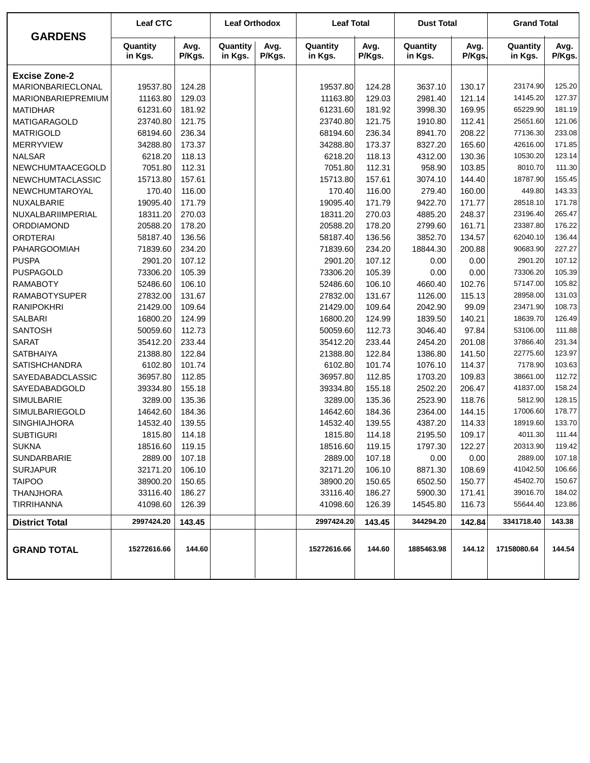| GARDENS | Leaf CTC | | Leaf Orthodox | | Leaf Total | | Dust Total | | Grand Total | |
|---|---|---|---|---|---|---|---|---|---|---|
| | Quantity in Kgs. | Avg. P/Kgs. | Quantity in Kgs. | Avg. P/Kgs. | Quantity in Kgs. | Avg. P/Kgs. | Quantity in Kgs. | Avg. P/Kgs. | Quantity in Kgs. | Avg. P/Kgs. |
| **Excise Zone-2** | | | | | | | | | | |
| MARIONBARIECLONAL | 19537.80 | 124.28 | | | 19537.80 | 124.28 | 3637.10 | 130.17 | 23174.90 | 125.20 |
| MARIONBARIEPREMIUM | 11163.80 | 129.03 | | | 11163.80 | 129.03 | 2981.40 | 121.14 | 14145.20 | 127.37 |
| MATIDHAR | 61231.60 | 181.92 | | | 61231.60 | 181.92 | 3998.30 | 169.95 | 65229.90 | 181.19 |
| MATIGARAGOLD | 23740.80 | 121.75 | | | 23740.80 | 121.75 | 1910.80 | 112.41 | 25651.60 | 121.06 |
| MATRIGOLD | 68194.60 | 236.34 | | | 68194.60 | 236.34 | 8941.70 | 208.22 | 77136.30 | 233.08 |
| MERRYVIEW | 34288.80 | 173.37 | | | 34288.80 | 173.37 | 8327.20 | 165.60 | 42616.00 | 171.85 |
| NALSAR | 6218.20 | 118.13 | | | 6218.20 | 118.13 | 4312.00 | 130.36 | 10530.20 | 123.14 |
| NEWCHUMTAACEGOLD | 7051.80 | 112.31 | | | 7051.80 | 112.31 | 958.90 | 103.85 | 8010.70 | 111.30 |
| NEWCHUMTACLASSIC | 15713.80 | 157.61 | | | 15713.80 | 157.61 | 3074.10 | 144.40 | 18787.90 | 155.45 |
| NEWCHUMTAROYAL | 170.40 | 116.00 | | | 170.40 | 116.00 | 279.40 | 160.00 | 449.80 | 143.33 |
| NUXALBARIE | 19095.40 | 171.79 | | | 19095.40 | 171.79 | 9422.70 | 171.77 | 28518.10 | 171.78 |
| NUXALBARIIMPERIAL | 18311.20 | 270.03 | | | 18311.20 | 270.03 | 4885.20 | 248.37 | 23196.40 | 265.47 |
| ORDDIAMOND | 20588.20 | 178.20 | | | 20588.20 | 178.20 | 2799.60 | 161.71 | 23387.80 | 176.22 |
| ORDTERAI | 58187.40 | 136.56 | | | 58187.40 | 136.56 | 3852.70 | 134.57 | 62040.10 | 136.44 |
| PAHARGOOMIAH | 71839.60 | 234.20 | | | 71839.60 | 234.20 | 18844.30 | 200.88 | 90683.90 | 227.27 |
| PUSPA | 2901.20 | 107.12 | | | 2901.20 | 107.12 | 0.00 | 0.00 | 2901.20 | 107.12 |
| PUSPAGOLD | 73306.20 | 105.39 | | | 73306.20 | 105.39 | 0.00 | 0.00 | 73306.20 | 105.39 |
| RAMABOTY | 52486.60 | 106.10 | | | 52486.60 | 106.10 | 4660.40 | 102.76 | 57147.00 | 105.82 |
| RAMABOTYSUPER | 27832.00 | 131.67 | | | 27832.00 | 131.67 | 1126.00 | 115.13 | 28958.00 | 131.03 |
| RANIPOKHRI | 21429.00 | 109.64 | | | 21429.00 | 109.64 | 2042.90 | 99.09 | 23471.90 | 108.73 |
| SALBARI | 16800.20 | 124.99 | | | 16800.20 | 124.99 | 1839.50 | 140.21 | 18639.70 | 126.49 |
| SANTOSH | 50059.60 | 112.73 | | | 50059.60 | 112.73 | 3046.40 | 97.84 | 53106.00 | 111.88 |
| SARAT | 35412.20 | 233.44 | | | 35412.20 | 233.44 | 2454.20 | 201.08 | 37866.40 | 231.34 |
| SATBHAIYA | 21388.80 | 122.84 | | | 21388.80 | 122.84 | 1386.80 | 141.50 | 22775.60 | 123.97 |
| SATISHCHANDRA | 6102.80 | 101.74 | | | 6102.80 | 101.74 | 1076.10 | 114.37 | 7178.90 | 103.63 |
| SAYEDABADCLASSIC | 36957.80 | 112.85 | | | 36957.80 | 112.85 | 1703.20 | 109.83 | 38661.00 | 112.72 |
| SAYEDABADGOLD | 39334.80 | 155.18 | | | 39334.80 | 155.18 | 2502.20 | 206.47 | 41837.00 | 158.24 |
| SIMULBARIE | 3289.00 | 135.36 | | | 3289.00 | 135.36 | 2523.90 | 118.76 | 5812.90 | 128.15 |
| SIMULBARIEGOLD | 14642.60 | 184.36 | | | 14642.60 | 184.36 | 2364.00 | 144.15 | 17006.60 | 178.77 |
| SINGHIAJHORA | 14532.40 | 139.55 | | | 14532.40 | 139.55 | 4387.20 | 114.33 | 18919.60 | 133.70 |
| SUBTIGURI | 1815.80 | 114.18 | | | 1815.80 | 114.18 | 2195.50 | 109.17 | 4011.30 | 111.44 |
| SUKNA | 18516.60 | 119.15 | | | 18516.60 | 119.15 | 1797.30 | 122.27 | 20313.90 | 119.42 |
| SUNDARBARIE | 2889.00 | 107.18 | | | 2889.00 | 107.18 | 0.00 | 0.00 | 2889.00 | 107.18 |
| SURJAPUR | 32171.20 | 106.10 | | | 32171.20 | 106.10 | 8871.30 | 108.69 | 41042.50 | 106.66 |
| TAIPOO | 38900.20 | 150.65 | | | 38900.20 | 150.65 | 6502.50 | 150.77 | 45402.70 | 150.67 |
| THANJHORA | 33116.40 | 186.27 | | | 33116.40 | 186.27 | 5900.30 | 171.41 | 39016.70 | 184.02 |
| TIRRIHANNA | 41098.60 | 126.39 | | | 41098.60 | 126.39 | 14545.80 | 116.73 | 55644.40 | 123.86 |
| **District Total** | **2997424.20** | **143.45** | | | **2997424.20** | **143.45** | **344294.20** | **142.84** | **3341718.40** | **143.38** |
| **GRAND TOTAL** | **15272616.66** | **144.60** | | | **15272616.66** | **144.60** | **1885463.98** | **144.12** | **17158080.64** | **144.54** |